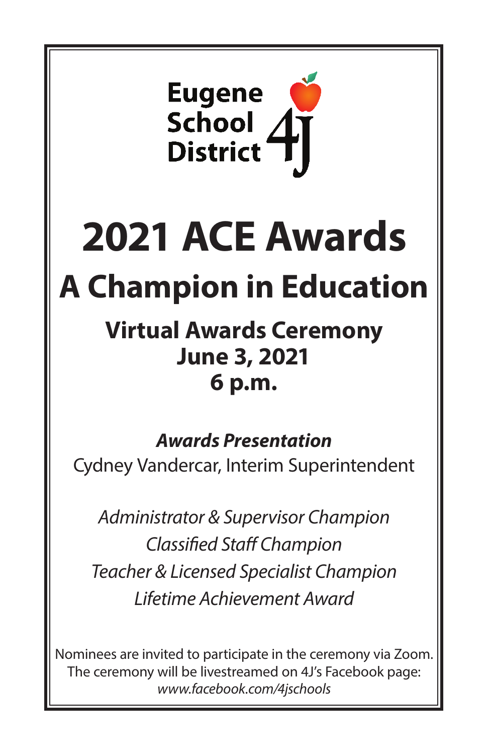Eugene School District 4J

# 2021 ACE Awards

## A Champion in Education

### Virtual Awards Ceremony
### June 3, 2021
### 6 p.m.

***Awards Presentation***

Cydney Vandercar, Interim Superintendent

*Administrator & Supervisor Champion*

*Classified Staff Champion*

*Teacher & Licensed Specialist Champion*

*Lifetime Achievement Award*

Nominees are invited to participate in the ceremony via Zoom.
The ceremony will be livestreamed on 4J's Facebook page:
*www.facebook.com/4jschools*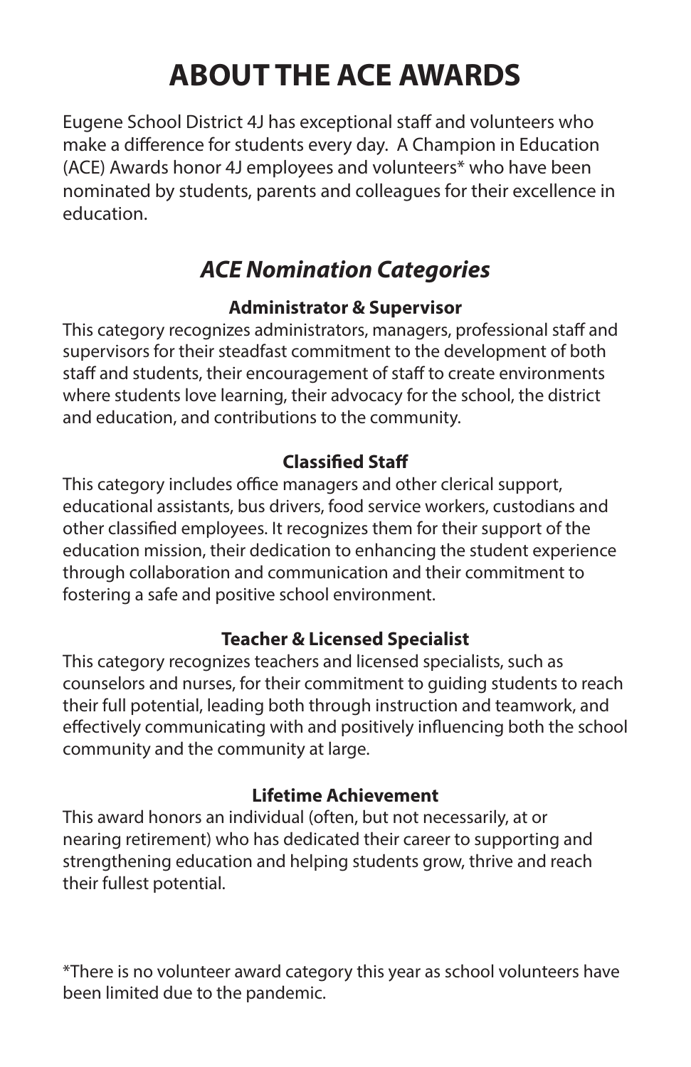# ABOUT THE ACE AWARDS

Eugene School District 4J has exceptional staff and volunteers who make a difference for students every day. A Champion in Education (ACE) Awards honor 4J employees and volunteers* who have been nominated by students, parents and colleagues for their excellence in education.

## *ACE Nomination Categories*

### Administrator & Supervisor

This category recognizes administrators, managers, professional staff and supervisors for their steadfast commitment to the development of both staff and students, their encouragement of staff to create environments where students love learning, their advocacy for the school, the district and education, and contributions to the community.

### Classified Staff

This category includes office managers and other clerical support, educational assistants, bus drivers, food service workers, custodians and other classified employees. It recognizes them for their support of the education mission, their dedication to enhancing the student experience through collaboration and communication and their commitment to fostering a safe and positive school environment.

### Teacher & Licensed Specialist

This category recognizes teachers and licensed specialists, such as counselors and nurses, for their commitment to guiding students to reach their full potential, leading both through instruction and teamwork, and effectively communicating with and positively influencing both the school community and the community at large.

### Lifetime Achievement

This award honors an individual (often, but not necessarily, at or nearing retirement) who has dedicated their career to supporting and strengthening education and helping students grow, thrive and reach their fullest potential.

*There is no volunteer award category this year as school volunteers have been limited due to the pandemic.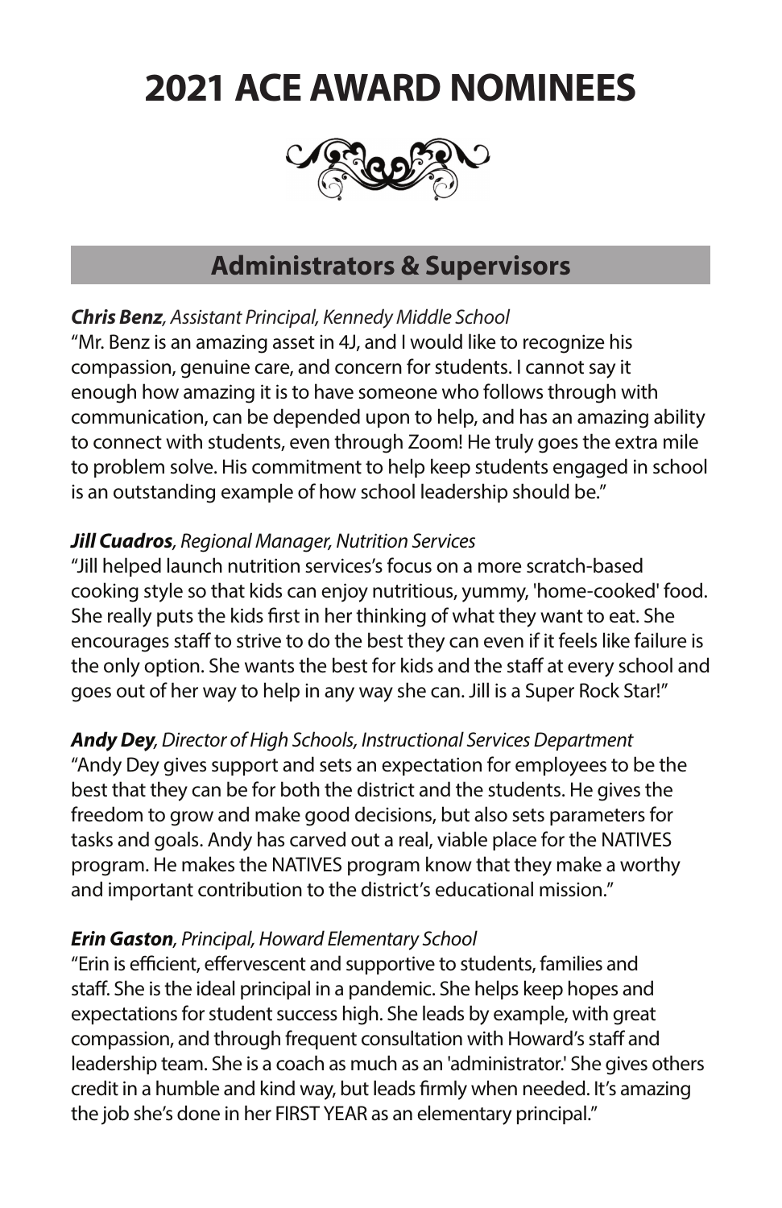# 2021 ACE AWARD NOMINEES

## Administrators & Supervisors

***Chris Benz**, Assistant Principal, Kennedy Middle School*

"Mr. Benz is an amazing asset in 4J, and I would like to recognize his compassion, genuine care, and concern for students. I cannot say it enough how amazing it is to have someone who follows through with communication, can be depended upon to help, and has an amazing ability to connect with students, even through Zoom! He truly goes the extra mile to problem solve. His commitment to help keep students engaged in school is an outstanding example of how school leadership should be."

***Jill Cuadros**, Regional Manager, Nutrition Services*

"Jill helped launch nutrition services's focus on a more scratch-based cooking style so that kids can enjoy nutritious, yummy, 'home-cooked' food. She really puts the kids first in her thinking of what they want to eat. She encourages staff to strive to do the best they can even if it feels like failure is the only option. She wants the best for kids and the staff at every school and goes out of her way to help in any way she can. Jill is a Super Rock Star!"

***Andy Dey**, Director of High Schools, Instructional Services Department*

"Andy Dey gives support and sets an expectation for employees to be the best that they can be for both the district and the students. He gives the freedom to grow and make good decisions, but also sets parameters for tasks and goals. Andy has carved out a real, viable place for the NATIVES program. He makes the NATIVES program know that they make a worthy and important contribution to the district's educational mission."

***Erin Gaston**, Principal, Howard Elementary School*

"Erin is efficient, effervescent and supportive to students, families and staff. She is the ideal principal in a pandemic. She helps keep hopes and expectations for student success high. She leads by example, with great compassion, and through frequent consultation with Howard's staff and leadership team. She is a coach as much as an 'administrator.' She gives others credit in a humble and kind way, but leads firmly when needed. It's amazing the job she's done in her FIRST YEAR as an elementary principal."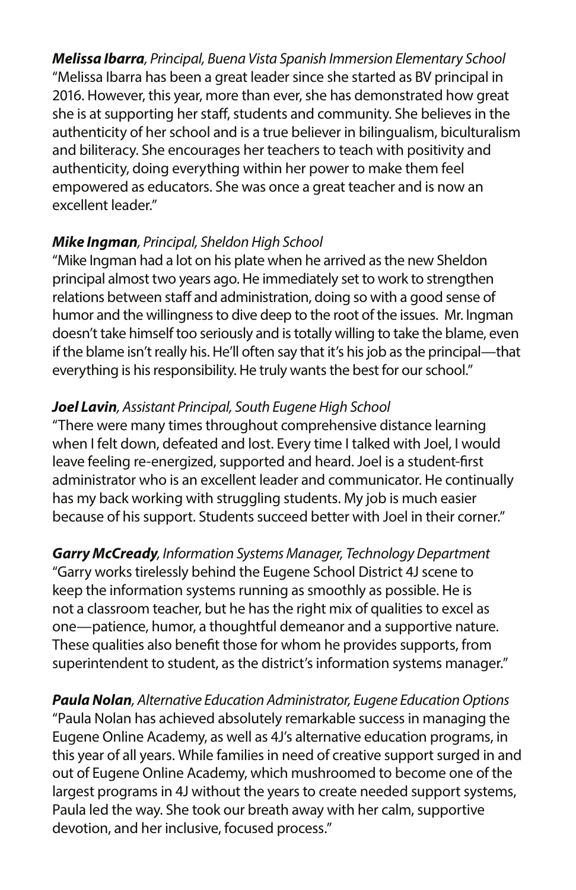***Melissa Ibarra**, Principal, Buena Vista Spanish Immersion Elementary School*
"Melissa Ibarra has been a great leader since she started as BV principal in 2016. However, this year, more than ever, she has demonstrated how great she is at supporting her staff, students and community. She believes in the authenticity of her school and is a true believer in bilingualism, biculturalism and biliteracy. She encourages her teachers to teach with positivity and authenticity, doing everything within her power to make them feel empowered as educators. She was once a great teacher and is now an excellent leader."

***Mike Ingman**, Principal, Sheldon High School*
"Mike Ingman had a lot on his plate when he arrived as the new Sheldon principal almost two years ago. He immediately set to work to strengthen relations between staff and administration, doing so with a good sense of humor and the willingness to dive deep to the root of the issues. Mr. Ingman doesn't take himself too seriously and is totally willing to take the blame, even if the blame isn't really his. He'll often say that it's his job as the principal—that everything is his responsibility. He truly wants the best for our school."

***Joel Lavin**, Assistant Principal, South Eugene High School*
"There were many times throughout comprehensive distance learning when I felt down, defeated and lost. Every time I talked with Joel, I would leave feeling re-energized, supported and heard. Joel is a student-first administrator who is an excellent leader and communicator. He continually has my back working with struggling students. My job is much easier because of his support. Students succeed better with Joel in their corner."

***Garry McCready**, Information Systems Manager, Technology Department*
"Garry works tirelessly behind the Eugene School District 4J scene to keep the information systems running as smoothly as possible. He is not a classroom teacher, but he has the right mix of qualities to excel as one—patience, humor, a thoughtful demeanor and a supportive nature. These qualities also benefit those for whom he provides supports, from superintendent to student, as the district's information systems manager."

***Paula Nolan**, Alternative Education Administrator, Eugene Education Options*
"Paula Nolan has achieved absolutely remarkable success in managing the Eugene Online Academy, as well as 4J's alternative education programs, in this year of all years. While families in need of creative support surged in and out of Eugene Online Academy, which mushroomed to become one of the largest programs in 4J without the years to create needed support systems, Paula led the way. She took our breath away with her calm, supportive devotion, and her inclusive, focused process."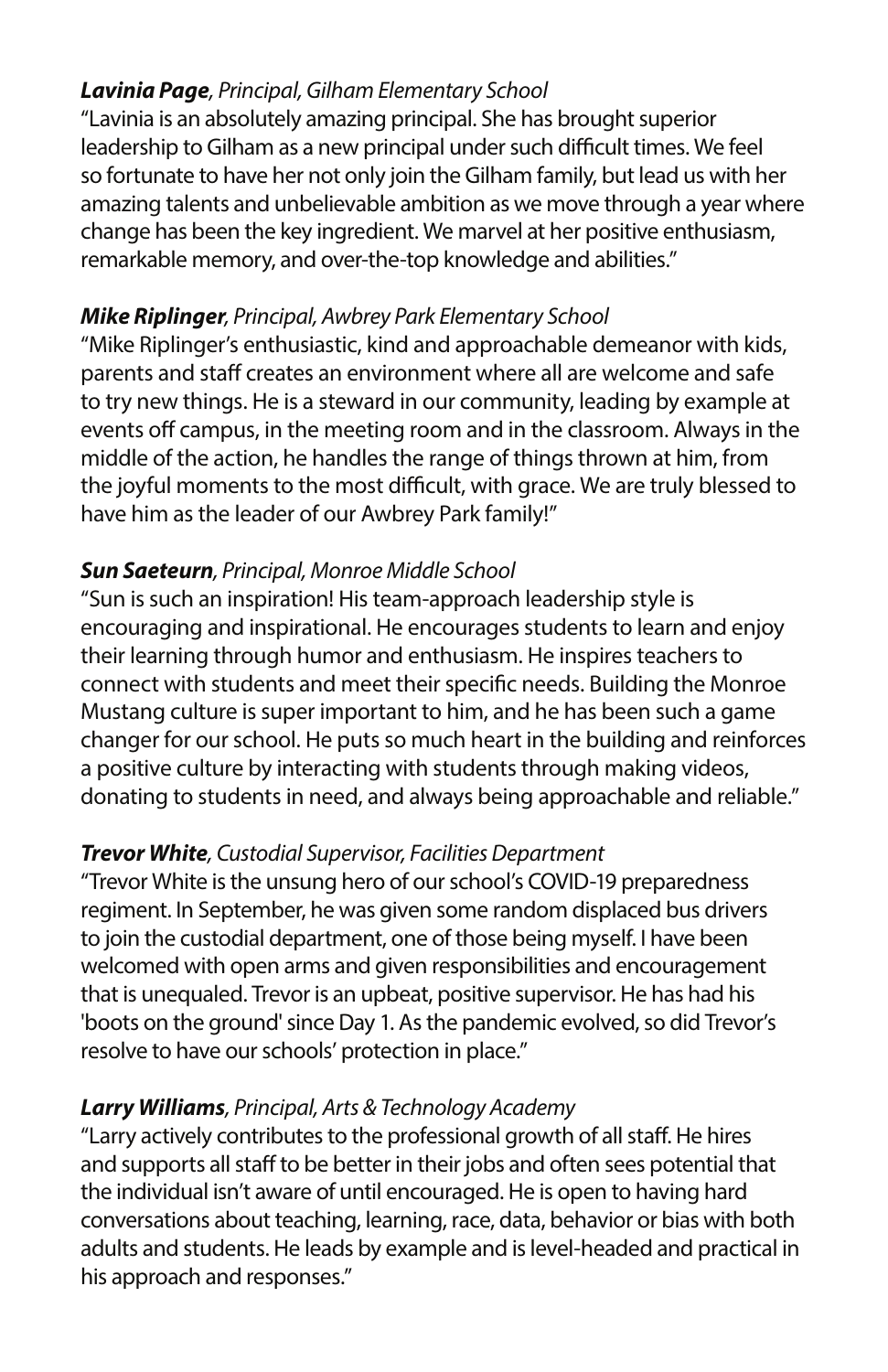***Lavinia Page****, Principal, Gilham Elementary School*

"Lavinia is an absolutely amazing principal. She has brought superior leadership to Gilham as a new principal under such difficult times. We feel so fortunate to have her not only join the Gilham family, but lead us with her amazing talents and unbelievable ambition as we move through a year where change has been the key ingredient. We marvel at her positive enthusiasm, remarkable memory, and over-the-top knowledge and abilities."

***Mike Riplinger****, Principal, Awbrey Park Elementary School*

"Mike Riplinger's enthusiastic, kind and approachable demeanor with kids, parents and staff creates an environment where all are welcome and safe to try new things. He is a steward in our community, leading by example at events off campus, in the meeting room and in the classroom. Always in the middle of the action, he handles the range of things thrown at him, from the joyful moments to the most difficult, with grace. We are truly blessed to have him as the leader of our Awbrey Park family!"

***Sun Saeteurn****, Principal, Monroe Middle School*

"Sun is such an inspiration! His team-approach leadership style is encouraging and inspirational. He encourages students to learn and enjoy their learning through humor and enthusiasm. He inspires teachers to connect with students and meet their specific needs. Building the Monroe Mustang culture is super important to him, and he has been such a game changer for our school. He puts so much heart in the building and reinforces a positive culture by interacting with students through making videos, donating to students in need, and always being approachable and reliable."

***Trevor White****, Custodial Supervisor, Facilities Department*

"Trevor White is the unsung hero of our school's COVID-19 preparedness regiment. In September, he was given some random displaced bus drivers to join the custodial department, one of those being myself. I have been welcomed with open arms and given responsibilities and encouragement that is unequaled. Trevor is an upbeat, positive supervisor. He has had his 'boots on the ground' since Day 1. As the pandemic evolved, so did Trevor's resolve to have our schools' protection in place."

***Larry Williams****, Principal, Arts & Technology Academy*

"Larry actively contributes to the professional growth of all staff. He hires and supports all staff to be better in their jobs and often sees potential that the individual isn't aware of until encouraged. He is open to having hard conversations about teaching, learning, race, data, behavior or bias with both adults and students. He leads by example and is level-headed and practical in his approach and responses."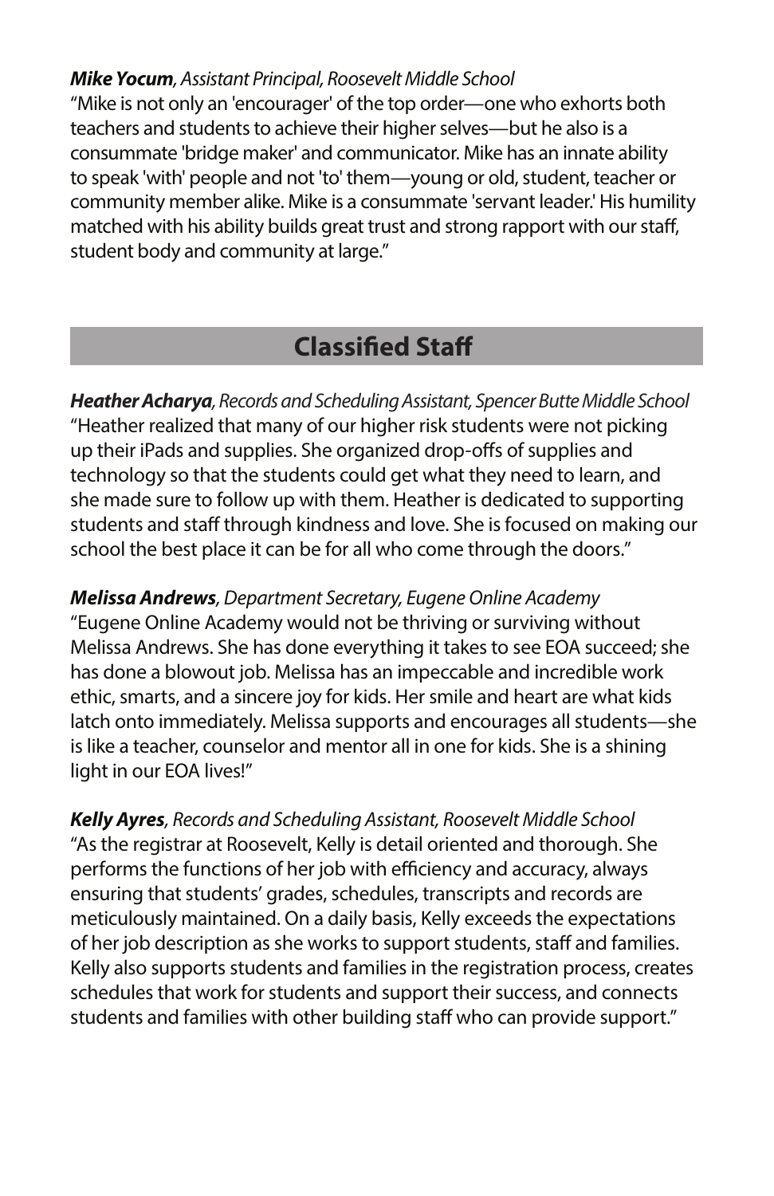***Mike Yocum****, Assistant Principal, Roosevelt Middle School*
"Mike is not only an 'encourager' of the top order—one who exhorts both teachers and students to achieve their higher selves—but he also is a consummate 'bridge maker' and communicator. Mike has an innate ability to speak 'with' people and not 'to' them—young or old, student, teacher or community member alike. Mike is a consummate 'servant leader.' His humility matched with his ability builds great trust and strong rapport with our staff, student body and community at large."

## Classified Staff

***Heather Acharya****, Records and Scheduling Assistant, Spencer Butte Middle School*
"Heather realized that many of our higher risk students were not picking up their iPads and supplies. She organized drop-offs of supplies and technology so that the students could get what they need to learn, and she made sure to follow up with them. Heather is dedicated to supporting students and staff through kindness and love. She is focused on making our school the best place it can be for all who come through the doors."

***Melissa Andrews****, Department Secretary, Eugene Online Academy*
"Eugene Online Academy would not be thriving or surviving without Melissa Andrews. She has done everything it takes to see EOA succeed; she has done a blowout job. Melissa has an impeccable and incredible work ethic, smarts, and a sincere joy for kids. Her smile and heart are what kids latch onto immediately. Melissa supports and encourages all students—she is like a teacher, counselor and mentor all in one for kids. She is a shining light in our EOA lives!"

***Kelly Ayres****, Records and Scheduling Assistant, Roosevelt Middle School*
"As the registrar at Roosevelt, Kelly is detail oriented and thorough. She performs the functions of her job with efficiency and accuracy, always ensuring that students' grades, schedules, transcripts and records are meticulously maintained. On a daily basis, Kelly exceeds the expectations of her job description as she works to support students, staff and families. Kelly also supports students and families in the registration process, creates schedules that work for students and support their success, and connects students and families with other building staff who can provide support."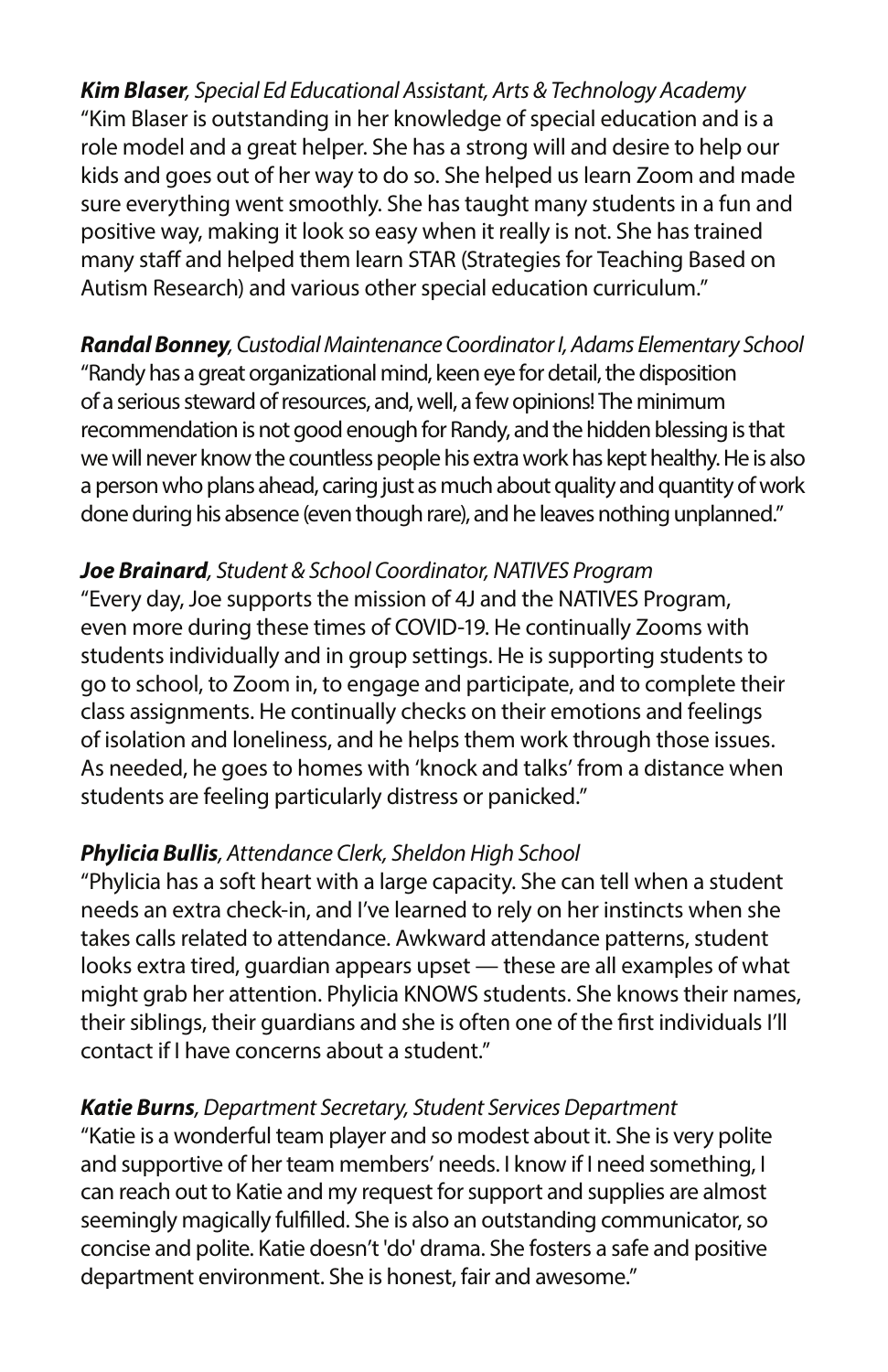***Kim Blaser***, *Special Ed Educational Assistant, Arts & Technology Academy*
"Kim Blaser is outstanding in her knowledge of special education and is a role model and a great helper. She has a strong will and desire to help our kids and goes out of her way to do so. She helped us learn Zoom and made sure everything went smoothly. She has taught many students in a fun and positive way, making it look so easy when it really is not. She has trained many staff and helped them learn STAR (Strategies for Teaching Based on Autism Research) and various other special education curriculum."

***Randal Bonney***, *Custodial Maintenance Coordinator I, Adams Elementary School*
"Randy has a great organizational mind, keen eye for detail, the disposition of a serious steward of resources, and, well, a few opinions! The minimum recommendation is not good enough for Randy, and the hidden blessing is that we will never know the countless people his extra work has kept healthy. He is also a person who plans ahead, caring just as much about quality and quantity of work done during his absence (even though rare), and he leaves nothing unplanned."

***Joe Brainard***, *Student & School Coordinator, NATIVES Program*
"Every day, Joe supports the mission of 4J and the NATIVES Program, even more during these times of COVID-19. He continually Zooms with students individually and in group settings. He is supporting students to go to school, to Zoom in, to engage and participate, and to complete their class assignments. He continually checks on their emotions and feelings of isolation and loneliness, and he helps them work through those issues. As needed, he goes to homes with 'knock and talks' from a distance when students are feeling particularly distress or panicked."

***Phylicia Bullis***, *Attendance Clerk, Sheldon High School*
"Phylicia has a soft heart with a large capacity. She can tell when a student needs an extra check-in, and I've learned to rely on her instincts when she takes calls related to attendance. Awkward attendance patterns, student looks extra tired, guardian appears upset — these are all examples of what might grab her attention. Phylicia KNOWS students. She knows their names, their siblings, their guardians and she is often one of the first individuals I'll contact if I have concerns about a student."

***Katie Burns***, *Department Secretary, Student Services Department*
"Katie is a wonderful team player and so modest about it. She is very polite and supportive of her team members' needs. I know if I need something, I can reach out to Katie and my request for support and supplies are almost seemingly magically fulfilled. She is also an outstanding communicator, so concise and polite. Katie doesn't 'do' drama. She fosters a safe and positive department environment. She is honest, fair and awesome."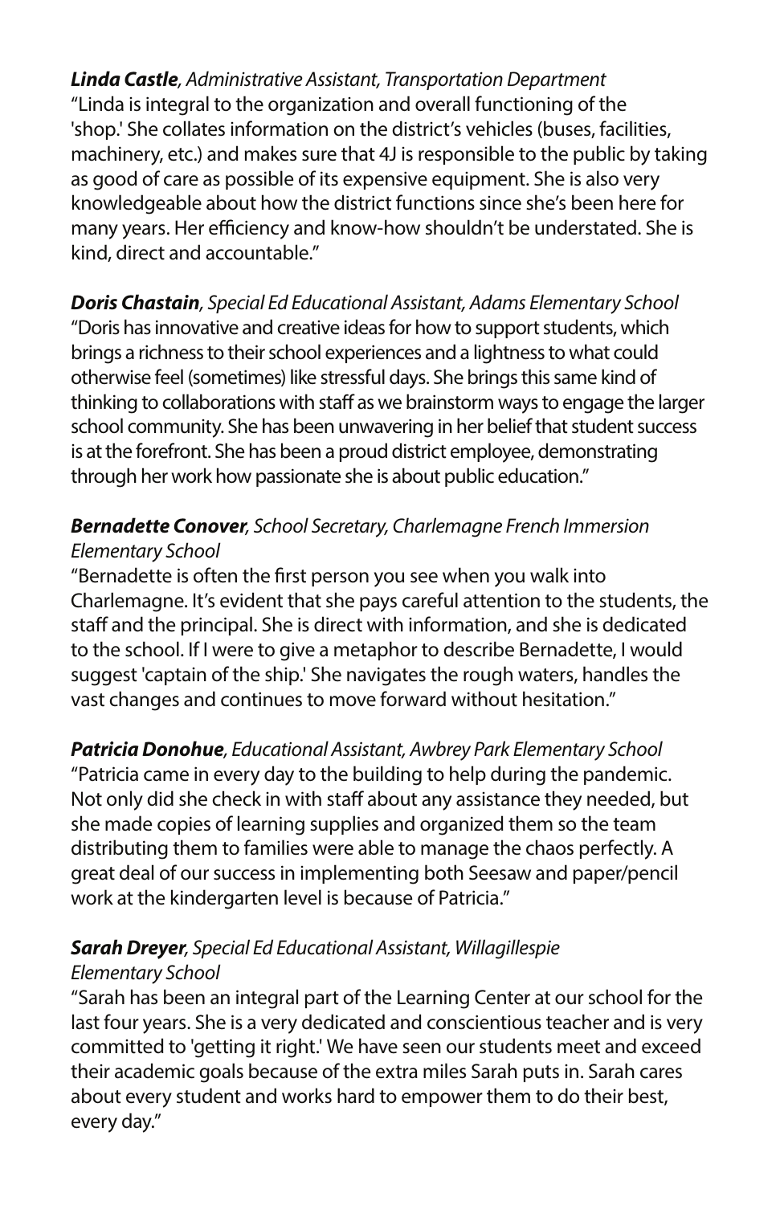***Linda Castle****, Administrative Assistant, Transportation Department*
"Linda is integral to the organization and overall functioning of the 'shop.' She collates information on the district's vehicles (buses, facilities, machinery, etc.) and makes sure that 4J is responsible to the public by taking as good of care as possible of its expensive equipment. She is also very knowledgeable about how the district functions since she's been here for many years. Her efficiency and know-how shouldn't be understated. She is kind, direct and accountable."

***Doris Chastain****, Special Ed Educational Assistant, Adams Elementary School*
"Doris has innovative and creative ideas for how to support students, which brings a richness to their school experiences and a lightness to what could otherwise feel (sometimes) like stressful days. She brings this same kind of thinking to collaborations with staff as we brainstorm ways to engage the larger school community. She has been unwavering in her belief that student success is at the forefront. She has been a proud district employee, demonstrating through her work how passionate she is about public education."

***Bernadette Conover****, School Secretary, Charlemagne French Immersion Elementary School*
"Bernadette is often the first person you see when you walk into Charlemagne. It's evident that she pays careful attention to the students, the staff and the principal. She is direct with information, and she is dedicated to the school. If I were to give a metaphor to describe Bernadette, I would suggest 'captain of the ship.' She navigates the rough waters, handles the vast changes and continues to move forward without hesitation."

***Patricia Donohue****, Educational Assistant, Awbrey Park Elementary School*
"Patricia came in every day to the building to help during the pandemic. Not only did she check in with staff about any assistance they needed, but she made copies of learning supplies and organized them so the team distributing them to families were able to manage the chaos perfectly. A great deal of our success in implementing both Seesaw and paper/pencil work at the kindergarten level is because of Patricia."

***Sarah Dreyer****, Special Ed Educational Assistant, Willagillespie Elementary School*
"Sarah has been an integral part of the Learning Center at our school for the last four years. She is a very dedicated and conscientious teacher and is very committed to 'getting it right.' We have seen our students meet and exceed their academic goals because of the extra miles Sarah puts in. Sarah cares about every student and works hard to empower them to do their best, every day."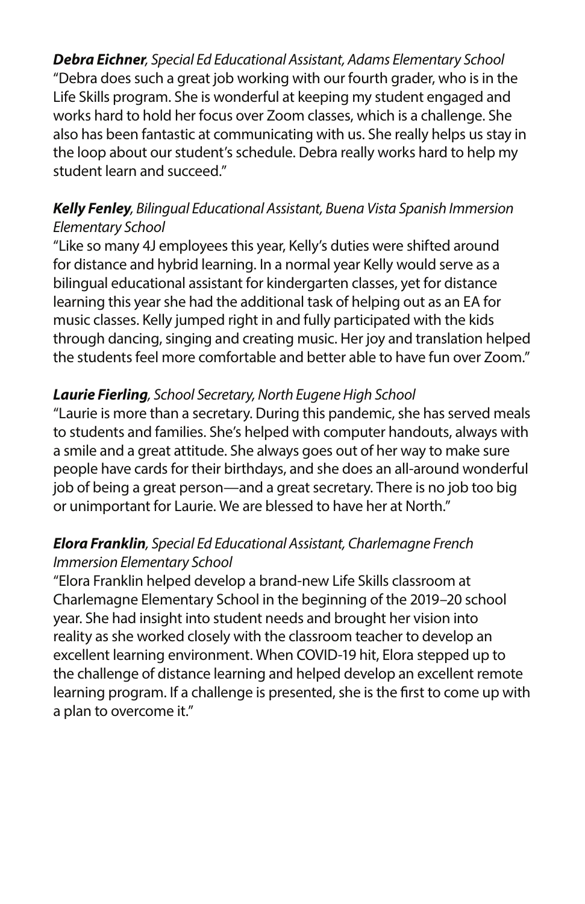***Debra Eichner**, Special Ed Educational Assistant, Adams Elementary School*

"Debra does such a great job working with our fourth grader, who is in the Life Skills program. She is wonderful at keeping my student engaged and works hard to hold her focus over Zoom classes, which is a challenge. She also has been fantastic at communicating with us. She really helps us stay in the loop about our student's schedule. Debra really works hard to help my student learn and succeed."

***Kelly Fenley**, Bilingual Educational Assistant, Buena Vista Spanish Immersion Elementary School*

"Like so many 4J employees this year, Kelly's duties were shifted around for distance and hybrid learning. In a normal year Kelly would serve as a bilingual educational assistant for kindergarten classes, yet for distance learning this year she had the additional task of helping out as an EA for music classes. Kelly jumped right in and fully participated with the kids through dancing, singing and creating music. Her joy and translation helped the students feel more comfortable and better able to have fun over Zoom."

***Laurie Fierling**, School Secretary, North Eugene High School*

"Laurie is more than a secretary. During this pandemic, she has served meals to students and families. She's helped with computer handouts, always with a smile and a great attitude. She always goes out of her way to make sure people have cards for their birthdays, and she does an all-around wonderful job of being a great person—and a great secretary. There is no job too big or unimportant for Laurie. We are blessed to have her at North."

***Elora Franklin**, Special Ed Educational Assistant, Charlemagne French Immersion Elementary School*

"Elora Franklin helped develop a brand-new Life Skills classroom at Charlemagne Elementary School in the beginning of the 2019–20 school year. She had insight into student needs and brought her vision into reality as she worked closely with the classroom teacher to develop an excellent learning environment. When COVID-19 hit, Elora stepped up to the challenge of distance learning and helped develop an excellent remote learning program. If a challenge is presented, she is the first to come up with a plan to overcome it."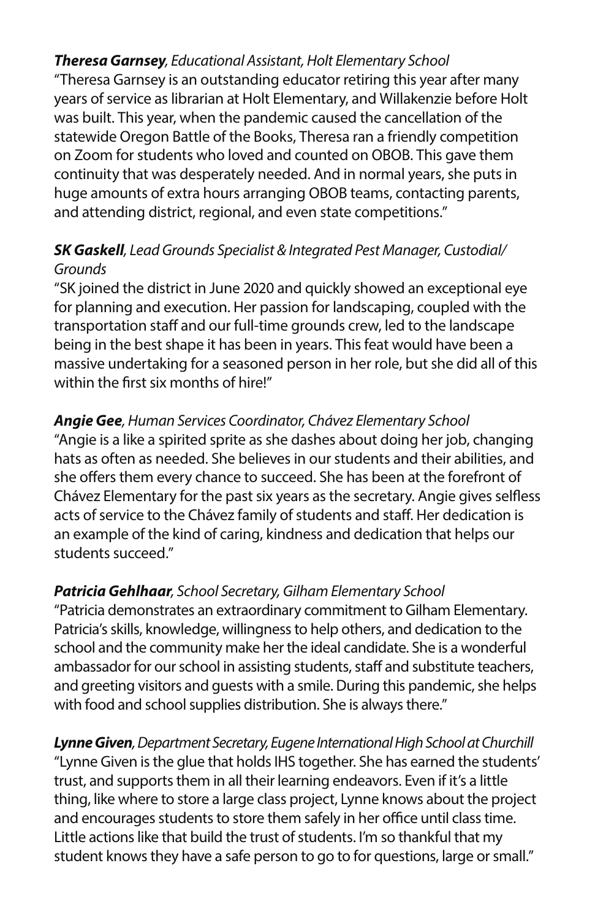***Theresa Garnsey****, Educational Assistant, Holt Elementary School*

"Theresa Garnsey is an outstanding educator retiring this year after many years of service as librarian at Holt Elementary, and Willakenzie before Holt was built. This year, when the pandemic caused the cancellation of the statewide Oregon Battle of the Books, Theresa ran a friendly competition on Zoom for students who loved and counted on OBOB. This gave them continuity that was desperately needed. And in normal years, she puts in huge amounts of extra hours arranging OBOB teams, contacting parents, and attending district, regional, and even state competitions."

***SK Gaskell****, Lead Grounds Specialist & Integrated Pest Manager, Custodial/Grounds*

"SK joined the district in June 2020 and quickly showed an exceptional eye for planning and execution. Her passion for landscaping, coupled with the transportation staff and our full-time grounds crew, led to the landscape being in the best shape it has been in years. This feat would have been a massive undertaking for a seasoned person in her role, but she did all of this within the first six months of hire!"

***Angie Gee****, Human Services Coordinator, Chávez Elementary School*

"Angie is a like a spirited sprite as she dashes about doing her job, changing hats as often as needed. She believes in our students and their abilities, and she offers them every chance to succeed. She has been at the forefront of Chávez Elementary for the past six years as the secretary. Angie gives selfless acts of service to the Chávez family of students and staff. Her dedication is an example of the kind of caring, kindness and dedication that helps our students succeed."

***Patricia Gehlhaar****, School Secretary, Gilham Elementary School*

"Patricia demonstrates an extraordinary commitment to Gilham Elementary. Patricia's skills, knowledge, willingness to help others, and dedication to the school and the community make her the ideal candidate. She is a wonderful ambassador for our school in assisting students, staff and substitute teachers, and greeting visitors and guests with a smile. During this pandemic, she helps with food and school supplies distribution. She is always there."

***Lynne Given****, Department Secretary, Eugene International High School at Churchill*

"Lynne Given is the glue that holds IHS together. She has earned the students' trust, and supports them in all their learning endeavors. Even if it's a little thing, like where to store a large class project, Lynne knows about the project and encourages students to store them safely in her office until class time. Little actions like that build the trust of students. I'm so thankful that my student knows they have a safe person to go to for questions, large or small."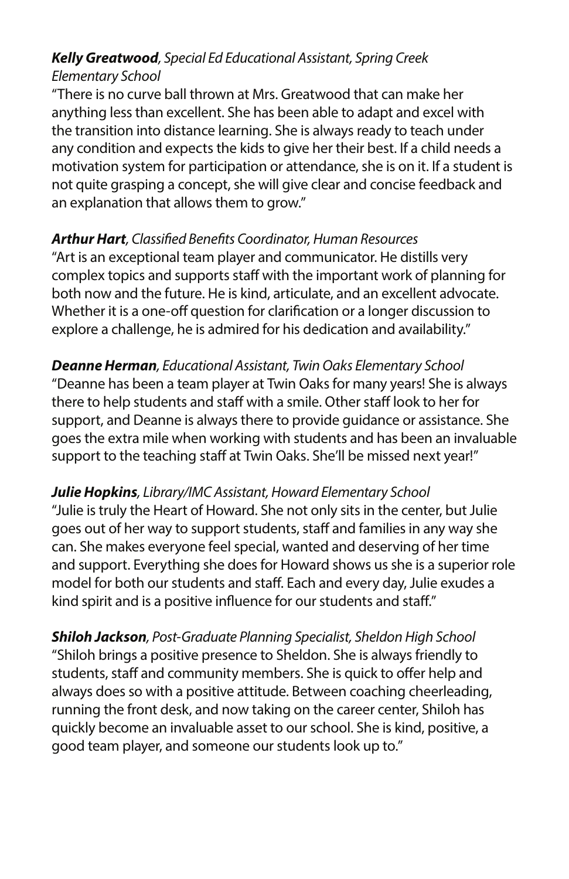***Kelly Greatwood****, Special Ed Educational Assistant, Spring Creek Elementary School*

"There is no curve ball thrown at Mrs. Greatwood that can make her anything less than excellent. She has been able to adapt and excel with the transition into distance learning. She is always ready to teach under any condition and expects the kids to give her their best. If a child needs a motivation system for participation or attendance, she is on it. If a student is not quite grasping a concept, she will give clear and concise feedback and an explanation that allows them to grow."

***Arthur Hart****, Classified Benefits Coordinator, Human Resources*

"Art is an exceptional team player and communicator. He distills very complex topics and supports staff with the important work of planning for both now and the future. He is kind, articulate, and an excellent advocate. Whether it is a one-off question for clarification or a longer discussion to explore a challenge, he is admired for his dedication and availability."

***Deanne Herman****, Educational Assistant, Twin Oaks Elementary School*

"Deanne has been a team player at Twin Oaks for many years! She is always there to help students and staff with a smile. Other staff look to her for support, and Deanne is always there to provide guidance or assistance. She goes the extra mile when working with students and has been an invaluable support to the teaching staff at Twin Oaks. She'll be missed next year!"

***Julie Hopkins****, Library/IMC Assistant, Howard Elementary School*

"Julie is truly the Heart of Howard. She not only sits in the center, but Julie goes out of her way to support students, staff and families in any way she can. She makes everyone feel special, wanted and deserving of her time and support. Everything she does for Howard shows us she is a superior role model for both our students and staff. Each and every day, Julie exudes a kind spirit and is a positive influence for our students and staff."

***Shiloh Jackson****, Post-Graduate Planning Specialist, Sheldon High School*

"Shiloh brings a positive presence to Sheldon. She is always friendly to students, staff and community members. She is quick to offer help and always does so with a positive attitude. Between coaching cheerleading, running the front desk, and now taking on the career center, Shiloh has quickly become an invaluable asset to our school. She is kind, positive, a good team player, and someone our students look up to."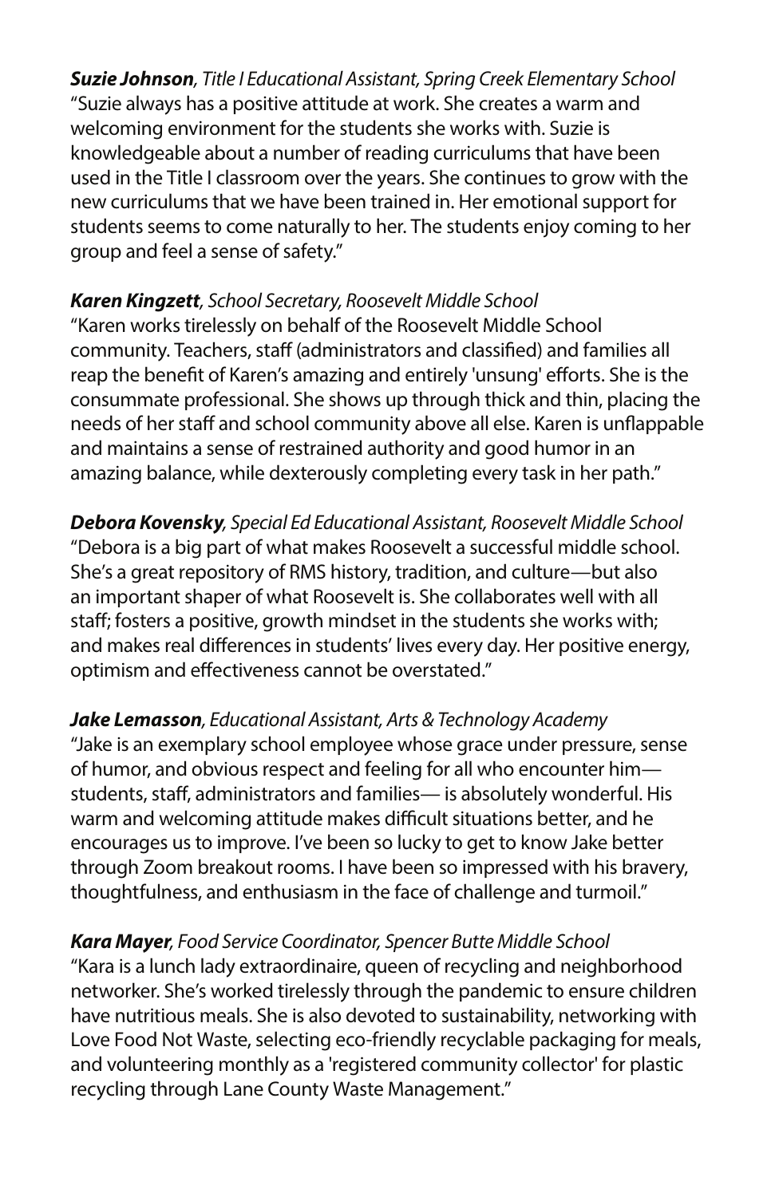***Suzie Johnson****, Title I Educational Assistant, Spring Creek Elementary School*
"Suzie always has a positive attitude at work. She creates a warm and welcoming environment for the students she works with. Suzie is knowledgeable about a number of reading curriculums that have been used in the Title I classroom over the years. She continues to grow with the new curriculums that we have been trained in. Her emotional support for students seems to come naturally to her. The students enjoy coming to her group and feel a sense of safety."

***Karen Kingzett****, School Secretary, Roosevelt Middle School*
"Karen works tirelessly on behalf of the Roosevelt Middle School community. Teachers, staff (administrators and classified) and families all reap the benefit of Karen's amazing and entirely 'unsung' efforts. She is the consummate professional. She shows up through thick and thin, placing the needs of her staff and school community above all else. Karen is unflappable and maintains a sense of restrained authority and good humor in an amazing balance, while dexterously completing every task in her path."

***Debora Kovensky****, Special Ed Educational Assistant, Roosevelt Middle School*
"Debora is a big part of what makes Roosevelt a successful middle school. She's a great repository of RMS history, tradition, and culture—but also an important shaper of what Roosevelt is. She collaborates well with all staff; fosters a positive, growth mindset in the students she works with; and makes real differences in students' lives every day. Her positive energy, optimism and effectiveness cannot be overstated."

***Jake Lemasson****, Educational Assistant, Arts & Technology Academy*
"Jake is an exemplary school employee whose grace under pressure, sense of humor, and obvious respect and feeling for all who encounter him—students, staff, administrators and families— is absolutely wonderful. His warm and welcoming attitude makes difficult situations better, and he encourages us to improve. I've been so lucky to get to know Jake better through Zoom breakout rooms. I have been so impressed with his bravery, thoughtfulness, and enthusiasm in the face of challenge and turmoil."

***Kara Mayer****, Food Service Coordinator, Spencer Butte Middle School*
"Kara is a lunch lady extraordinaire, queen of recycling and neighborhood networker. She's worked tirelessly through the pandemic to ensure children have nutritious meals. She is also devoted to sustainability, networking with Love Food Not Waste, selecting eco-friendly recyclable packaging for meals, and volunteering monthly as a 'registered community collector' for plastic recycling through Lane County Waste Management."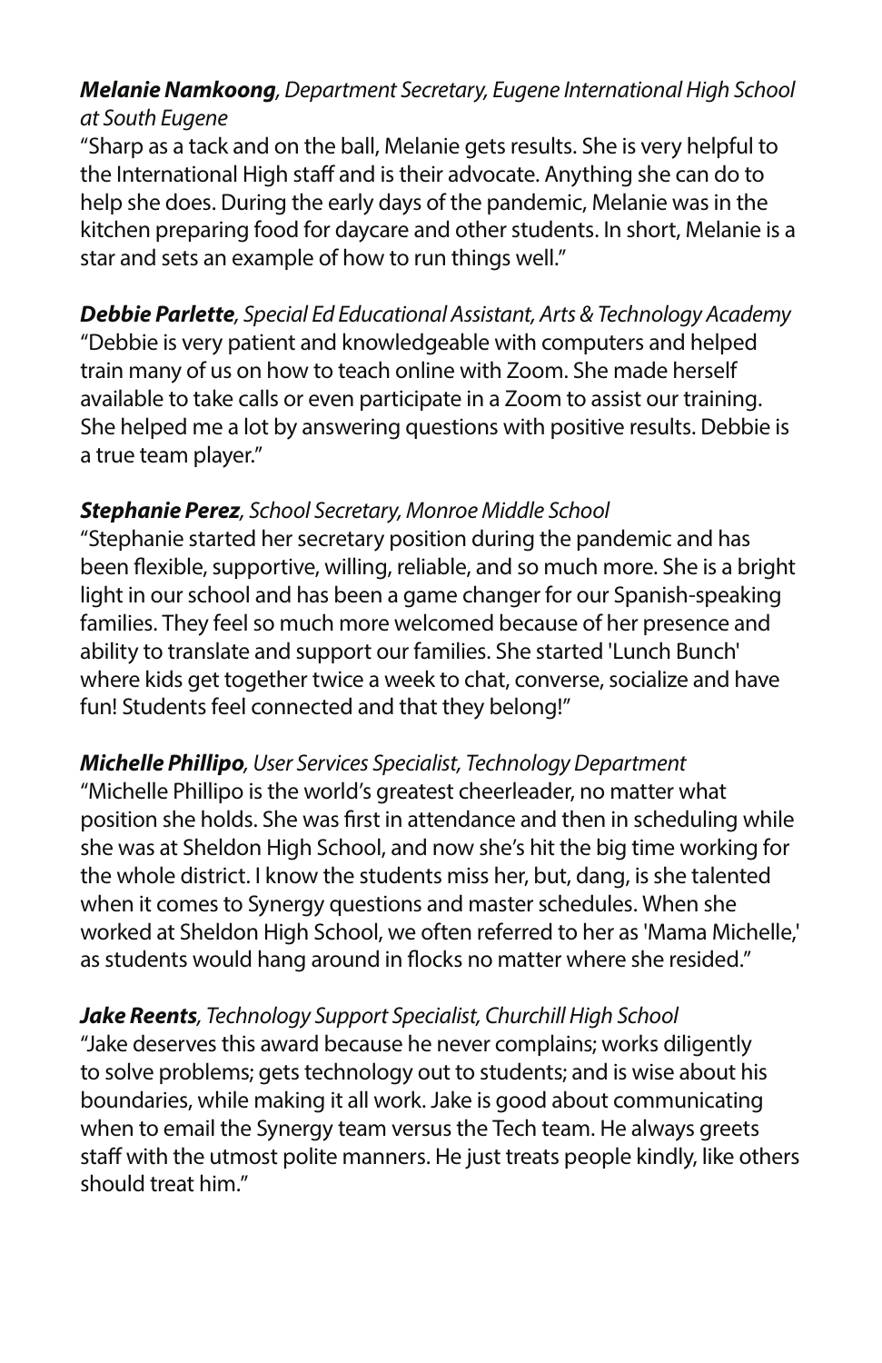***Melanie Namkoong***, *Department Secretary, Eugene International High School at South Eugene*
"Sharp as a tack and on the ball, Melanie gets results. She is very helpful to the International High staff and is their advocate. Anything she can do to help she does. During the early days of the pandemic, Melanie was in the kitchen preparing food for daycare and other students. In short, Melanie is a star and sets an example of how to run things well."

***Debbie Parlette***, *Special Ed Educational Assistant, Arts & Technology Academy*
"Debbie is very patient and knowledgeable with computers and helped train many of us on how to teach online with Zoom. She made herself available to take calls or even participate in a Zoom to assist our training. She helped me a lot by answering questions with positive results. Debbie is a true team player."

***Stephanie Perez***, *School Secretary, Monroe Middle School*
"Stephanie started her secretary position during the pandemic and has been flexible, supportive, willing, reliable, and so much more. She is a bright light in our school and has been a game changer for our Spanish-speaking families. They feel so much more welcomed because of her presence and ability to translate and support our families. She started 'Lunch Bunch' where kids get together twice a week to chat, converse, socialize and have fun! Students feel connected and that they belong!"

***Michelle Phillipo***, *User Services Specialist, Technology Department*
"Michelle Phillipo is the world's greatest cheerleader, no matter what position she holds. She was first in attendance and then in scheduling while she was at Sheldon High School, and now she's hit the big time working for the whole district. I know the students miss her, but, dang, is she talented when it comes to Synergy questions and master schedules. When she worked at Sheldon High School, we often referred to her as 'Mama Michelle,' as students would hang around in flocks no matter where she resided."

***Jake Reents***, *Technology Support Specialist, Churchill High School*
"Jake deserves this award because he never complains; works diligently to solve problems; gets technology out to students; and is wise about his boundaries, while making it all work. Jake is good about communicating when to email the Synergy team versus the Tech team. He always greets staff with the utmost polite manners. He just treats people kindly, like others should treat him."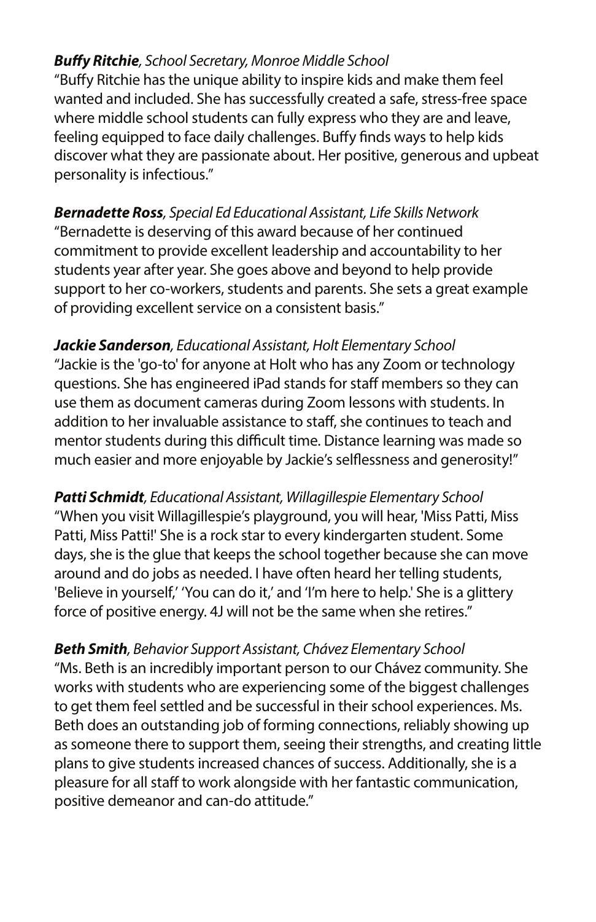***Buffy Ritchie****, School Secretary, Monroe Middle School*
"Buffy Ritchie has the unique ability to inspire kids and make them feel wanted and included. She has successfully created a safe, stress-free space where middle school students can fully express who they are and leave, feeling equipped to face daily challenges. Buffy finds ways to help kids discover what they are passionate about. Her positive, generous and upbeat personality is infectious."

***Bernadette Ross****, Special Ed Educational Assistant, Life Skills Network*
"Bernadette is deserving of this award because of her continued commitment to provide excellent leadership and accountability to her students year after year. She goes above and beyond to help provide support to her co-workers, students and parents. She sets a great example of providing excellent service on a consistent basis."

***Jackie Sanderson****, Educational Assistant, Holt Elementary School*
"Jackie is the 'go-to' for anyone at Holt who has any Zoom or technology questions. She has engineered iPad stands for staff members so they can use them as document cameras during Zoom lessons with students. In addition to her invaluable assistance to staff, she continues to teach and mentor students during this difficult time. Distance learning was made so much easier and more enjoyable by Jackie's selflessness and generosity!"

***Patti Schmidt****, Educational Assistant, Willagillespie Elementary School*
"When you visit Willagillespie's playground, you will hear, 'Miss Patti, Miss Patti, Miss Patti!' She is a rock star to every kindergarten student. Some days, she is the glue that keeps the school together because she can move around and do jobs as needed. I have often heard her telling students, 'Believe in yourself,' 'You can do it,' and 'I'm here to help.' She is a glittery force of positive energy. 4J will not be the same when she retires."

***Beth Smith****, Behavior Support Assistant, Chávez Elementary School*
"Ms. Beth is an incredibly important person to our Chávez community. She works with students who are experiencing some of the biggest challenges to get them feel settled and be successful in their school experiences. Ms. Beth does an outstanding job of forming connections, reliably showing up as someone there to support them, seeing their strengths, and creating little plans to give students increased chances of success. Additionally, she is a pleasure for all staff to work alongside with her fantastic communication, positive demeanor and can-do attitude."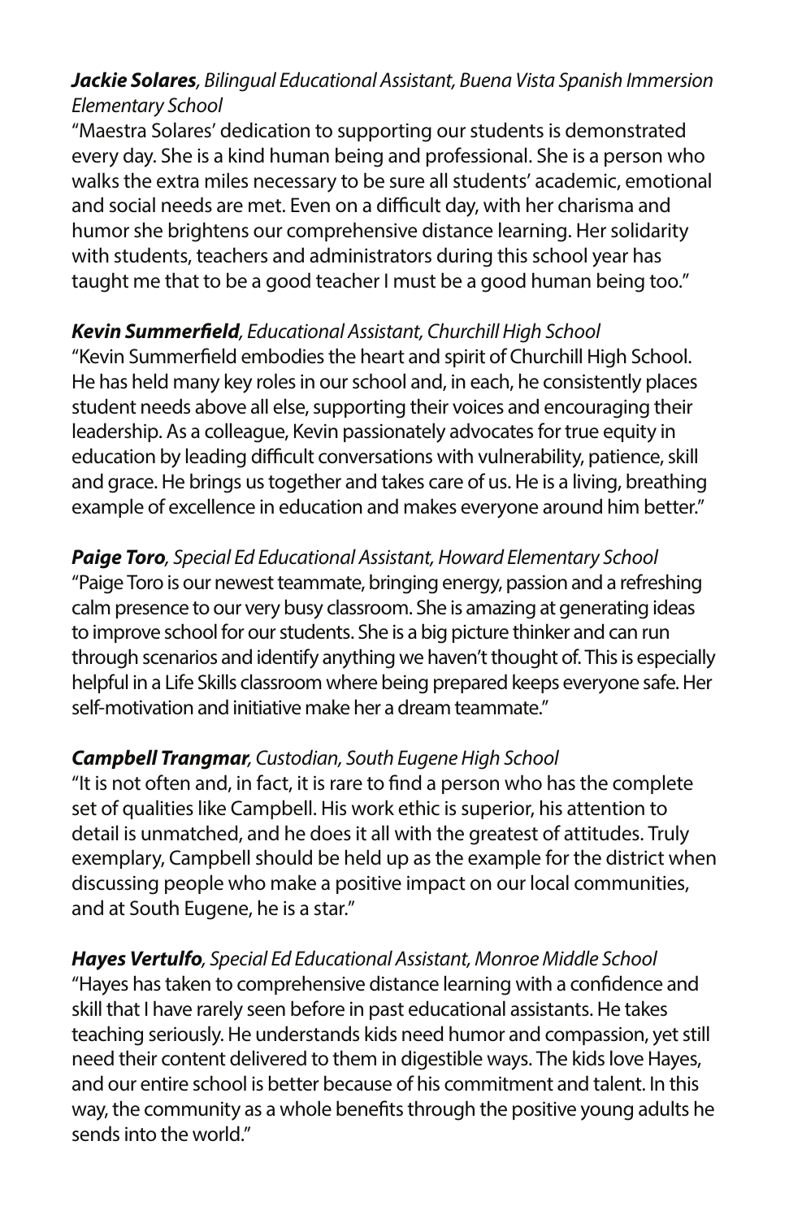***Jackie Solares**, Bilingual Educational Assistant, Buena Vista Spanish Immersion Elementary School*

"Maestra Solares' dedication to supporting our students is demonstrated every day. She is a kind human being and professional. She is a person who walks the extra miles necessary to be sure all students' academic, emotional and social needs are met. Even on a difficult day, with her charisma and humor she brightens our comprehensive distance learning. Her solidarity with students, teachers and administrators during this school year has taught me that to be a good teacher I must be a good human being too."

***Kevin Summerfield**, Educational Assistant, Churchill High School*

"Kevin Summerfield embodies the heart and spirit of Churchill High School. He has held many key roles in our school and, in each, he consistently places student needs above all else, supporting their voices and encouraging their leadership. As a colleague, Kevin passionately advocates for true equity in education by leading difficult conversations with vulnerability, patience, skill and grace. He brings us together and takes care of us. He is a living, breathing example of excellence in education and makes everyone around him better."

***Paige Toro**, Special Ed Educational Assistant, Howard Elementary School*

"Paige Toro is our newest teammate, bringing energy, passion and a refreshing calm presence to our very busy classroom. She is amazing at generating ideas to improve school for our students. She is a big picture thinker and can run through scenarios and identify anything we haven't thought of. This is especially helpful in a Life Skills classroom where being prepared keeps everyone safe. Her self-motivation and initiative make her a dream teammate."

***Campbell Trangmar**, Custodian, South Eugene High School*

"It is not often and, in fact, it is rare to find a person who has the complete set of qualities like Campbell. His work ethic is superior, his attention to detail is unmatched, and he does it all with the greatest of attitudes. Truly exemplary, Campbell should be held up as the example for the district when discussing people who make a positive impact on our local communities, and at South Eugene, he is a star."

***Hayes Vertulfo**, Special Ed Educational Assistant, Monroe Middle School*

"Hayes has taken to comprehensive distance learning with a confidence and skill that I have rarely seen before in past educational assistants. He takes teaching seriously. He understands kids need humor and compassion, yet still need their content delivered to them in digestible ways. The kids love Hayes, and our entire school is better because of his commitment and talent. In this way, the community as a whole benefits through the positive young adults he sends into the world."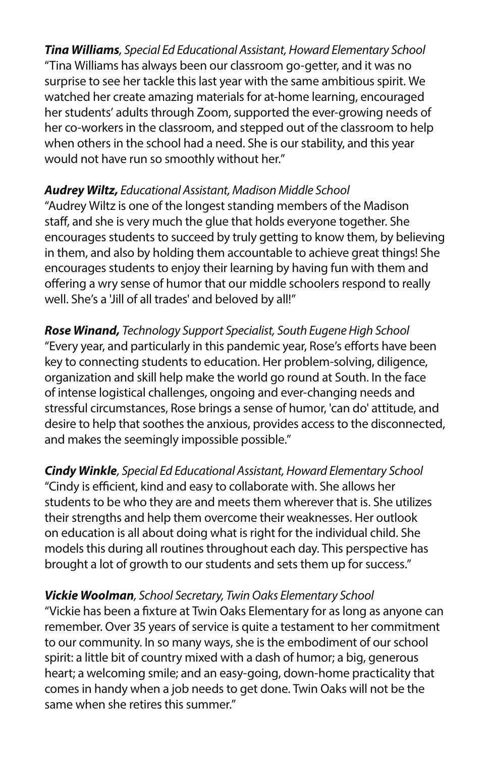***Tina Williams***, *Special Ed Educational Assistant, Howard Elementary School*
“Tina Williams has always been our classroom go-getter, and it was no surprise to see her tackle this last year with the same ambitious spirit. We watched her create amazing materials for at-home learning, encouraged her students’ adults through Zoom, supported the ever-growing needs of her co-workers in the classroom, and stepped out of the classroom to help when others in the school had a need. She is our stability, and this year would not have run so smoothly without her.”

***Audrey Wiltz,*** *Educational Assistant, Madison Middle School*
“Audrey Wiltz is one of the longest standing members of the Madison staff, and she is very much the glue that holds everyone together. She encourages students to succeed by truly getting to know them, by believing in them, and also by holding them accountable to achieve great things! She encourages students to enjoy their learning by having fun with them and offering a wry sense of humor that our middle schoolers respond to really well. She’s a 'Jill of all trades' and beloved by all!”

***Rose Winand,*** *Technology Support Specialist, South Eugene High School*
“Every year, and particularly in this pandemic year, Rose’s efforts have been key to connecting students to education. Her problem-solving, diligence, organization and skill help make the world go round at South. In the face of intense logistical challenges, ongoing and ever-changing needs and stressful circumstances, Rose brings a sense of humor, 'can do' attitude, and desire to help that soothes the anxious, provides access to the disconnected, and makes the seemingly impossible possible.”

***Cindy Winkle***, *Special Ed Educational Assistant, Howard Elementary School*
“Cindy is efficient, kind and easy to collaborate with. She allows her students to be who they are and meets them wherever that is. She utilizes their strengths and help them overcome their weaknesses. Her outlook on education is all about doing what is right for the individual child. She models this during all routines throughout each day. This perspective has brought a lot of growth to our students and sets them up for success.”

***Vickie Woolman***, *School Secretary, Twin Oaks Elementary School*
“Vickie has been a fixture at Twin Oaks Elementary for as long as anyone can remember. Over 35 years of service is quite a testament to her commitment to our community. In so many ways, she is the embodiment of our school spirit: a little bit of country mixed with a dash of humor; a big, generous heart; a welcoming smile; and an easy-going, down-home practicality that comes in handy when a job needs to get done. Twin Oaks will not be the same when she retires this summer.”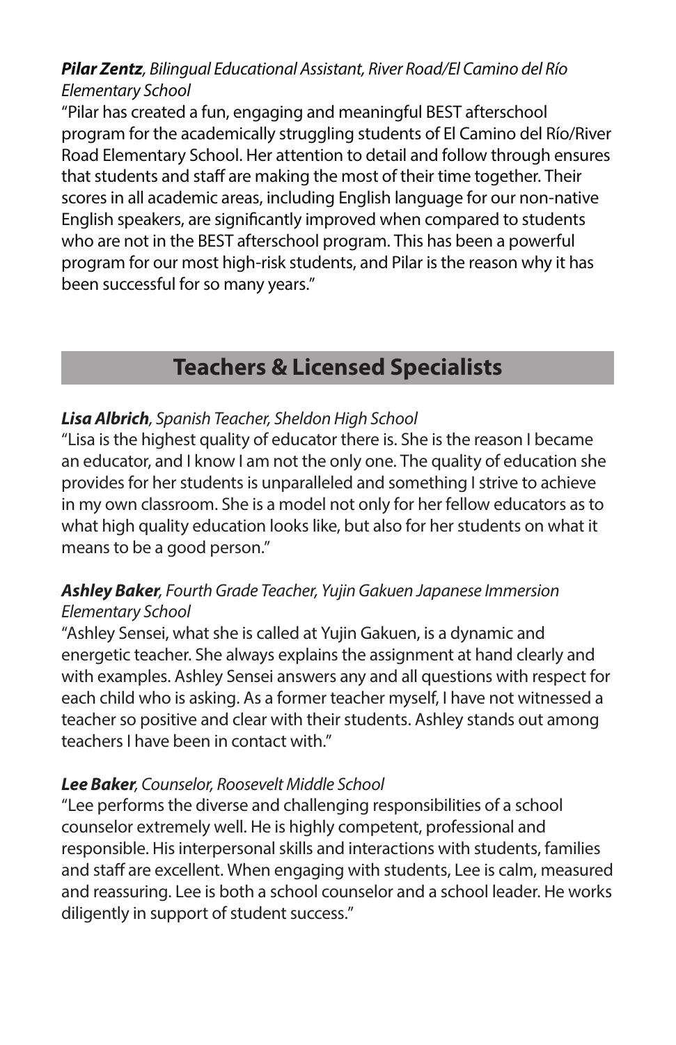***Pilar Zentz****, Bilingual Educational Assistant, River Road/El Camino del Río Elementary School*

“Pilar has created a fun, engaging and meaningful BEST afterschool program for the academically struggling students of El Camino del Río/River Road Elementary School. Her attention to detail and follow through ensures that students and staff are making the most of their time together. Their scores in all academic areas, including English language for our non-native English speakers, are significantly improved when compared to students who are not in the BEST afterschool program. This has been a powerful program for our most high-risk students, and Pilar is the reason why it has been successful for so many years.”

## Teachers & Licensed Specialists

***Lisa Albrich****, Spanish Teacher, Sheldon High School*

“Lisa is the highest quality of educator there is. She is the reason I became an educator, and I know I am not the only one. The quality of education she provides for her students is unparalleled and something I strive to achieve in my own classroom. She is a model not only for her fellow educators as to what high quality education looks like, but also for her students on what it means to be a good person.”

***Ashley Baker****, Fourth Grade Teacher, Yujin Gakuen Japanese Immersion Elementary School*

“Ashley Sensei, what she is called at Yujin Gakuen, is a dynamic and energetic teacher. She always explains the assignment at hand clearly and with examples. Ashley Sensei answers any and all questions with respect for each child who is asking. As a former teacher myself, I have not witnessed a teacher so positive and clear with their students. Ashley stands out among teachers I have been in contact with.”

***Lee Baker****, Counselor, Roosevelt Middle School*

“Lee performs the diverse and challenging responsibilities of a school counselor extremely well. He is highly competent, professional and responsible. His interpersonal skills and interactions with students, families and staff are excellent. When engaging with students, Lee is calm, measured and reassuring. Lee is both a school counselor and a school leader. He works diligently in support of student success.”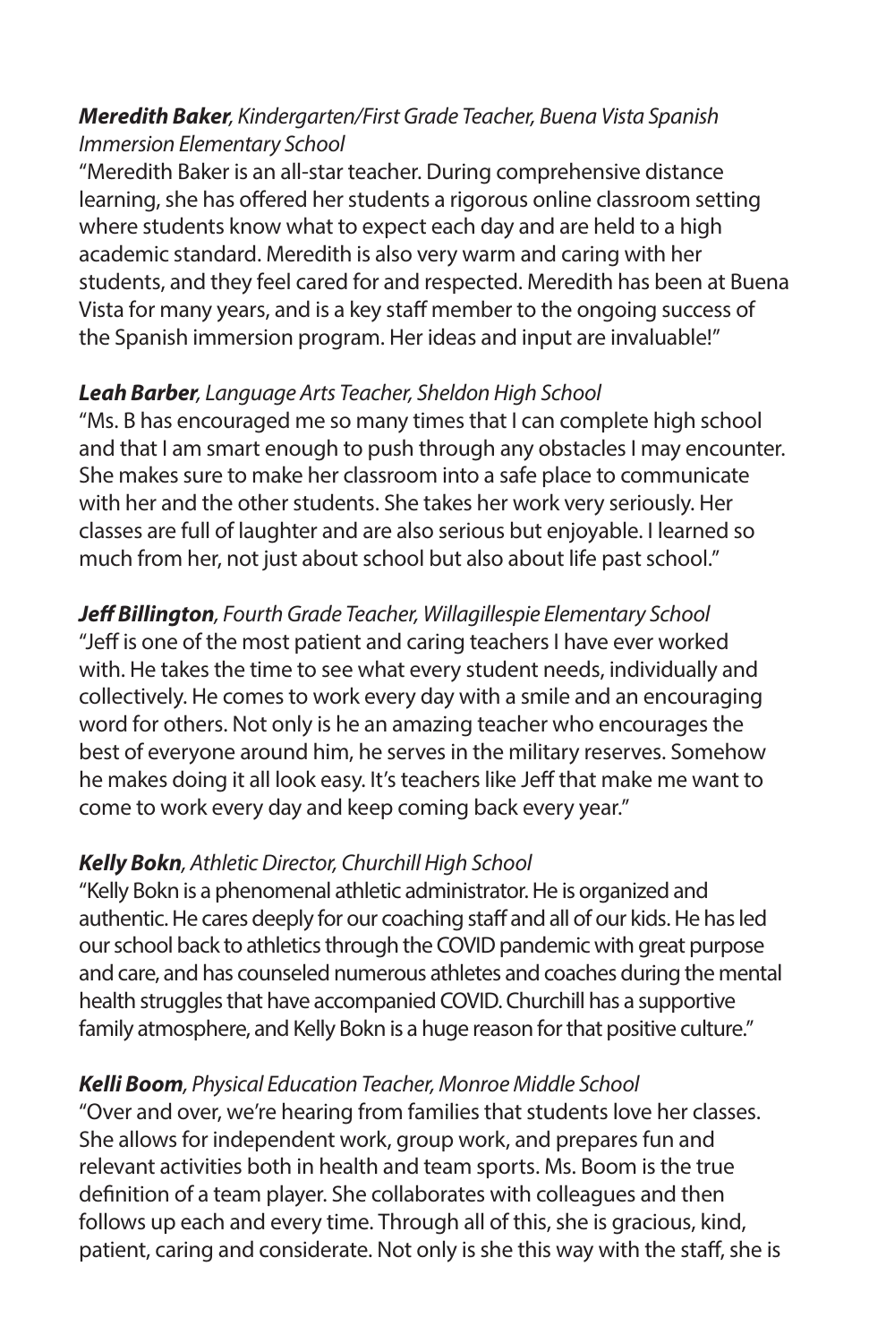***Meredith Baker**, Kindergarten/First Grade Teacher, Buena Vista Spanish Immersion Elementary School*

"Meredith Baker is an all-star teacher. During comprehensive distance learning, she has offered her students a rigorous online classroom setting where students know what to expect each day and are held to a high academic standard. Meredith is also very warm and caring with her students, and they feel cared for and respected. Meredith has been at Buena Vista for many years, and is a key staff member to the ongoing success of the Spanish immersion program. Her ideas and input are invaluable!"

***Leah Barber**, Language Arts Teacher, Sheldon High School*

"Ms. B has encouraged me so many times that I can complete high school and that I am smart enough to push through any obstacles I may encounter. She makes sure to make her classroom into a safe place to communicate with her and the other students. She takes her work very seriously. Her classes are full of laughter and are also serious but enjoyable. I learned so much from her, not just about school but also about life past school."

***Jeff Billington**, Fourth Grade Teacher, Willagillespie Elementary School*

"Jeff is one of the most patient and caring teachers I have ever worked with. He takes the time to see what every student needs, individually and collectively. He comes to work every day with a smile and an encouraging word for others. Not only is he an amazing teacher who encourages the best of everyone around him, he serves in the military reserves. Somehow he makes doing it all look easy. It's teachers like Jeff that make me want to come to work every day and keep coming back every year."

***Kelly Bokn**, Athletic Director, Churchill High School*

"Kelly Bokn is a phenomenal athletic administrator. He is organized and authentic. He cares deeply for our coaching staff and all of our kids. He has led our school back to athletics through the COVID pandemic with great purpose and care, and has counseled numerous athletes and coaches during the mental health struggles that have accompanied COVID. Churchill has a supportive family atmosphere, and Kelly Bokn is a huge reason for that positive culture."

***Kelli Boom**, Physical Education Teacher, Monroe Middle School*

"Over and over, we're hearing from families that students love her classes. She allows for independent work, group work, and prepares fun and relevant activities both in health and team sports. Ms. Boom is the true definition of a team player. She collaborates with colleagues and then follows up each and every time. Through all of this, she is gracious, kind, patient, caring and considerate. Not only is she this way with the staff, she is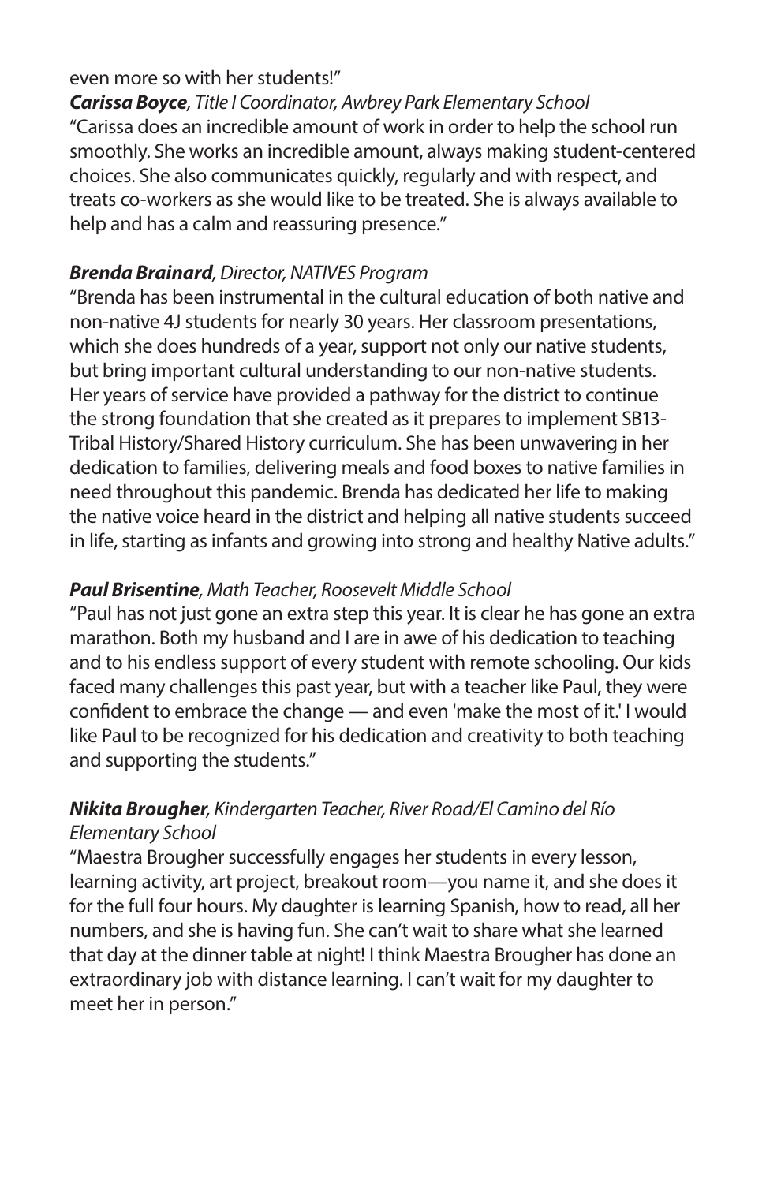even more so with her students!"

***Carissa Boyce**, Title I Coordinator, Awbrey Park Elementary School*
"Carissa does an incredible amount of work in order to help the school run smoothly. She works an incredible amount, always making student-centered choices. She also communicates quickly, regularly and with respect, and treats co-workers as she would like to be treated. She is always available to help and has a calm and reassuring presence."

***Brenda Brainard**, Director, NATIVES Program*
"Brenda has been instrumental in the cultural education of both native and non-native 4J students for nearly 30 years. Her classroom presentations, which she does hundreds of a year, support not only our native students, but bring important cultural understanding to our non-native students. Her years of service have provided a pathway for the district to continue the strong foundation that she created as it prepares to implement SB13-Tribal History/Shared History curriculum. She has been unwavering in her dedication to families, delivering meals and food boxes to native families in need throughout this pandemic. Brenda has dedicated her life to making the native voice heard in the district and helping all native students succeed in life, starting as infants and growing into strong and healthy Native adults."

***Paul Brisentine**, Math Teacher, Roosevelt Middle School*
"Paul has not just gone an extra step this year. It is clear he has gone an extra marathon. Both my husband and I are in awe of his dedication to teaching and to his endless support of every student with remote schooling. Our kids faced many challenges this past year, but with a teacher like Paul, they were confident to embrace the change — and even 'make the most of it.' I would like Paul to be recognized for his dedication and creativity to both teaching and supporting the students."

***Nikita Brougher**, Kindergarten Teacher, River Road/El Camino del Río Elementary School*
"Maestra Brougher successfully engages her students in every lesson, learning activity, art project, breakout room—you name it, and she does it for the full four hours. My daughter is learning Spanish, how to read, all her numbers, and she is having fun. She can't wait to share what she learned that day at the dinner table at night! I think Maestra Brougher has done an extraordinary job with distance learning. I can't wait for my daughter to meet her in person."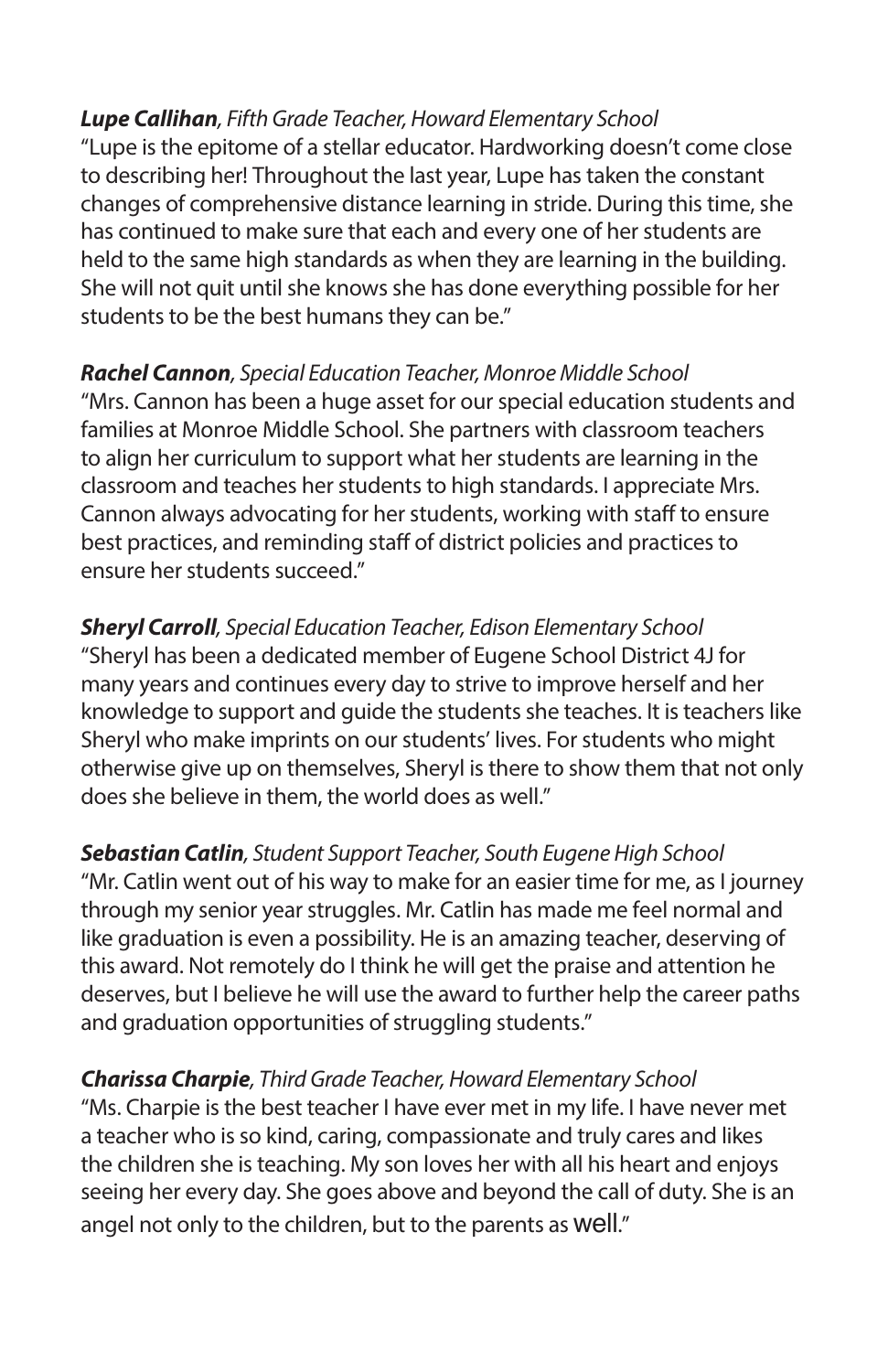***Lupe Callihan**, Fifth Grade Teacher, Howard Elementary School*

"Lupe is the epitome of a stellar educator. Hardworking doesn't come close to describing her! Throughout the last year, Lupe has taken the constant changes of comprehensive distance learning in stride. During this time, she has continued to make sure that each and every one of her students are held to the same high standards as when they are learning in the building. She will not quit until she knows she has done everything possible for her students to be the best humans they can be."

***Rachel Cannon**, Special Education Teacher, Monroe Middle School*

"Mrs. Cannon has been a huge asset for our special education students and families at Monroe Middle School. She partners with classroom teachers to align her curriculum to support what her students are learning in the classroom and teaches her students to high standards. I appreciate Mrs. Cannon always advocating for her students, working with staff to ensure best practices, and reminding staff of district policies and practices to ensure her students succeed."

***Sheryl Carroll**, Special Education Teacher, Edison Elementary School*

"Sheryl has been a dedicated member of Eugene School District 4J for many years and continues every day to strive to improve herself and her knowledge to support and guide the students she teaches. It is teachers like Sheryl who make imprints on our students' lives. For students who might otherwise give up on themselves, Sheryl is there to show them that not only does she believe in them, the world does as well."

***Sebastian Catlin**, Student Support Teacher, South Eugene High School*

"Mr. Catlin went out of his way to make for an easier time for me, as I journey through my senior year struggles. Mr. Catlin has made me feel normal and like graduation is even a possibility. He is an amazing teacher, deserving of this award. Not remotely do I think he will get the praise and attention he deserves, but I believe he will use the award to further help the career paths and graduation opportunities of struggling students."

***Charissa Charpie**, Third Grade Teacher, Howard Elementary School*

"Ms. Charpie is the best teacher I have ever met in my life. I have never met a teacher who is so kind, caring, compassionate and truly cares and likes the children she is teaching. My son loves her with all his heart and enjoys seeing her every day. She goes above and beyond the call of duty. She is an angel not only to the children, but to the parents as well."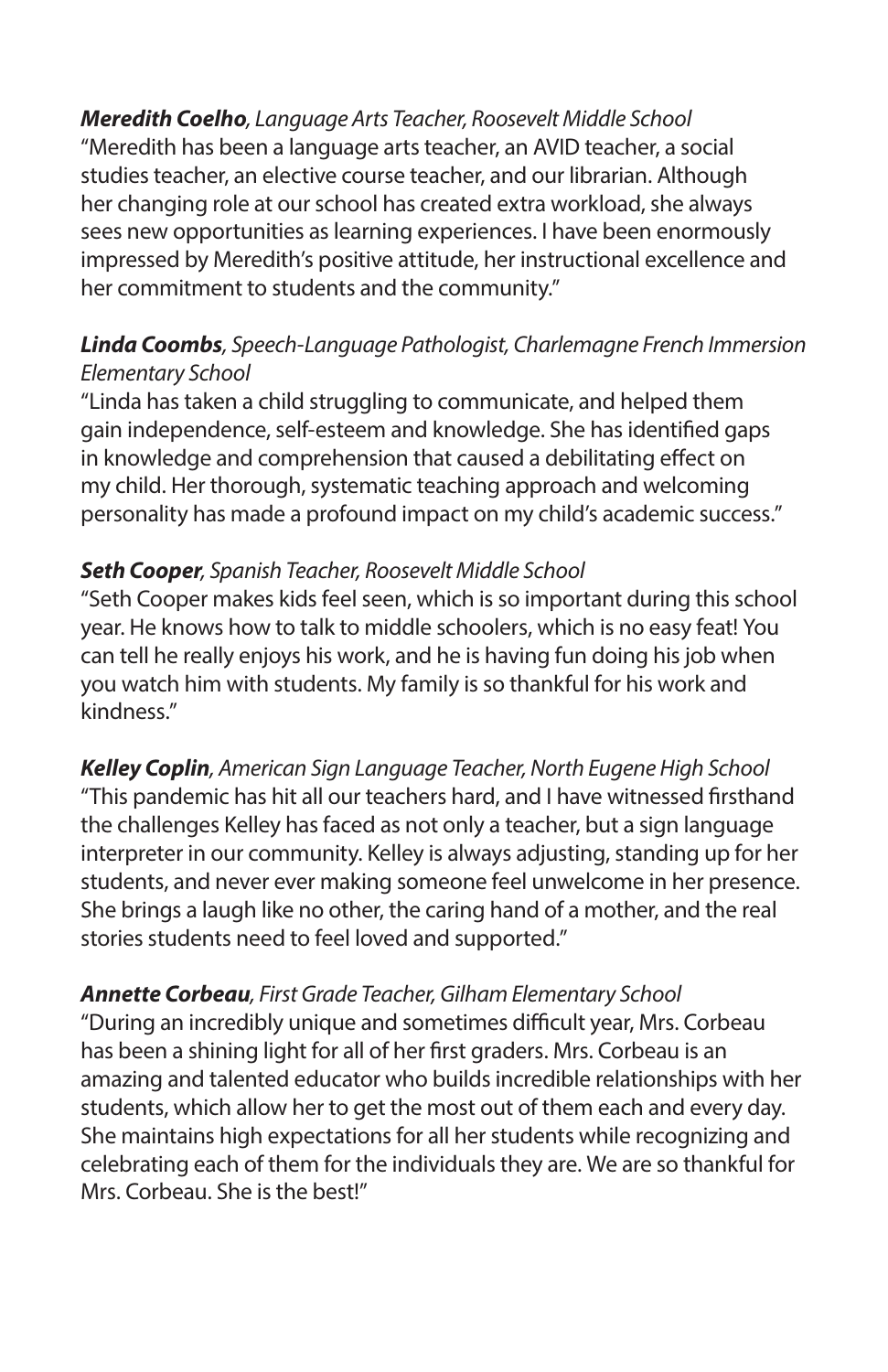***Meredith Coelho**, Language Arts Teacher, Roosevelt Middle School*

"Meredith has been a language arts teacher, an AVID teacher, a social studies teacher, an elective course teacher, and our librarian. Although her changing role at our school has created extra workload, she always sees new opportunities as learning experiences. I have been enormously impressed by Meredith's positive attitude, her instructional excellence and her commitment to students and the community."

***Linda Coombs**, Speech-Language Pathologist, Charlemagne French Immersion Elementary School*

"Linda has taken a child struggling to communicate, and helped them gain independence, self-esteem and knowledge. She has identified gaps in knowledge and comprehension that caused a debilitating effect on my child. Her thorough, systematic teaching approach and welcoming personality has made a profound impact on my child's academic success."

***Seth Cooper**, Spanish Teacher, Roosevelt Middle School*

"Seth Cooper makes kids feel seen, which is so important during this school year. He knows how to talk to middle schoolers, which is no easy feat! You can tell he really enjoys his work, and he is having fun doing his job when you watch him with students. My family is so thankful for his work and kindness."

***Kelley Coplin**, American Sign Language Teacher, North Eugene High School*

"This pandemic has hit all our teachers hard, and I have witnessed firsthand the challenges Kelley has faced as not only a teacher, but a sign language interpreter in our community. Kelley is always adjusting, standing up for her students, and never ever making someone feel unwelcome in her presence. She brings a laugh like no other, the caring hand of a mother, and the real stories students need to feel loved and supported."

***Annette Corbeau**, First Grade Teacher, Gilham Elementary School*

"During an incredibly unique and sometimes difficult year, Mrs. Corbeau has been a shining light for all of her first graders. Mrs. Corbeau is an amazing and talented educator who builds incredible relationships with her students, which allow her to get the most out of them each and every day. She maintains high expectations for all her students while recognizing and celebrating each of them for the individuals they are. We are so thankful for Mrs. Corbeau. She is the best!"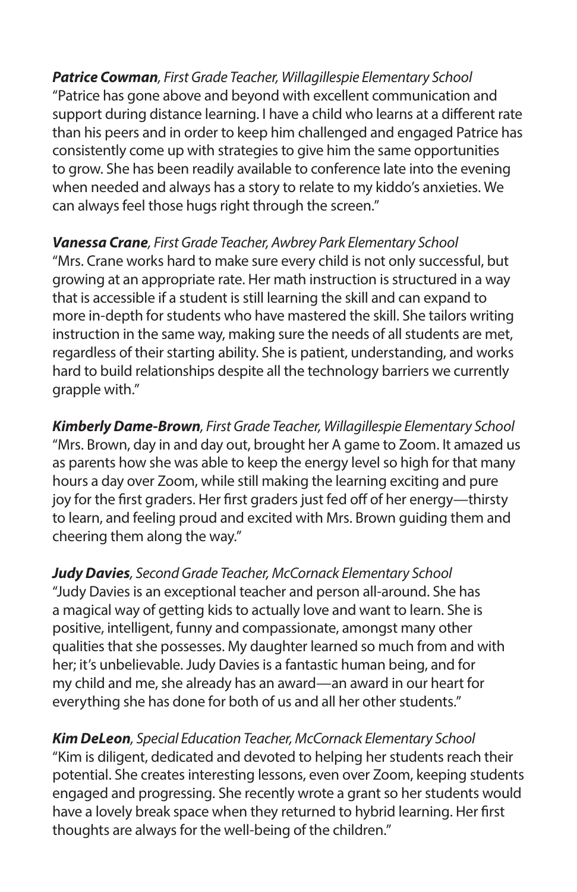***Patrice Cowman****, First Grade Teacher, Willagillespie Elementary School*
"Patrice has gone above and beyond with excellent communication and support during distance learning. I have a child who learns at a different rate than his peers and in order to keep him challenged and engaged Patrice has consistently come up with strategies to give him the same opportunities to grow. She has been readily available to conference late into the evening when needed and always has a story to relate to my kiddo's anxieties. We can always feel those hugs right through the screen."

***Vanessa Crane****, First Grade Teacher, Awbrey Park Elementary School*
"Mrs. Crane works hard to make sure every child is not only successful, but growing at an appropriate rate. Her math instruction is structured in a way that is accessible if a student is still learning the skill and can expand to more in-depth for students who have mastered the skill. She tailors writing instruction in the same way, making sure the needs of all students are met, regardless of their starting ability. She is patient, understanding, and works hard to build relationships despite all the technology barriers we currently grapple with."

***Kimberly Dame-Brown****, First Grade Teacher, Willagillespie Elementary School*
"Mrs. Brown, day in and day out, brought her A game to Zoom. It amazed us as parents how she was able to keep the energy level so high for that many hours a day over Zoom, while still making the learning exciting and pure joy for the first graders. Her first graders just fed off of her energy—thirsty to learn, and feeling proud and excited with Mrs. Brown guiding them and cheering them along the way."

***Judy Davies****, Second Grade Teacher, McCornack Elementary School*
"Judy Davies is an exceptional teacher and person all-around. She has a magical way of getting kids to actually love and want to learn. She is positive, intelligent, funny and compassionate, amongst many other qualities that she possesses. My daughter learned so much from and with her; it's unbelievable. Judy Davies is a fantastic human being, and for my child and me, she already has an award—an award in our heart for everything she has done for both of us and all her other students."

***Kim DeLeon****, Special Education Teacher, McCornack Elementary School*
"Kim is diligent, dedicated and devoted to helping her students reach their potential. She creates interesting lessons, even over Zoom, keeping students engaged and progressing. She recently wrote a grant so her students would have a lovely break space when they returned to hybrid learning. Her first thoughts are always for the well-being of the children."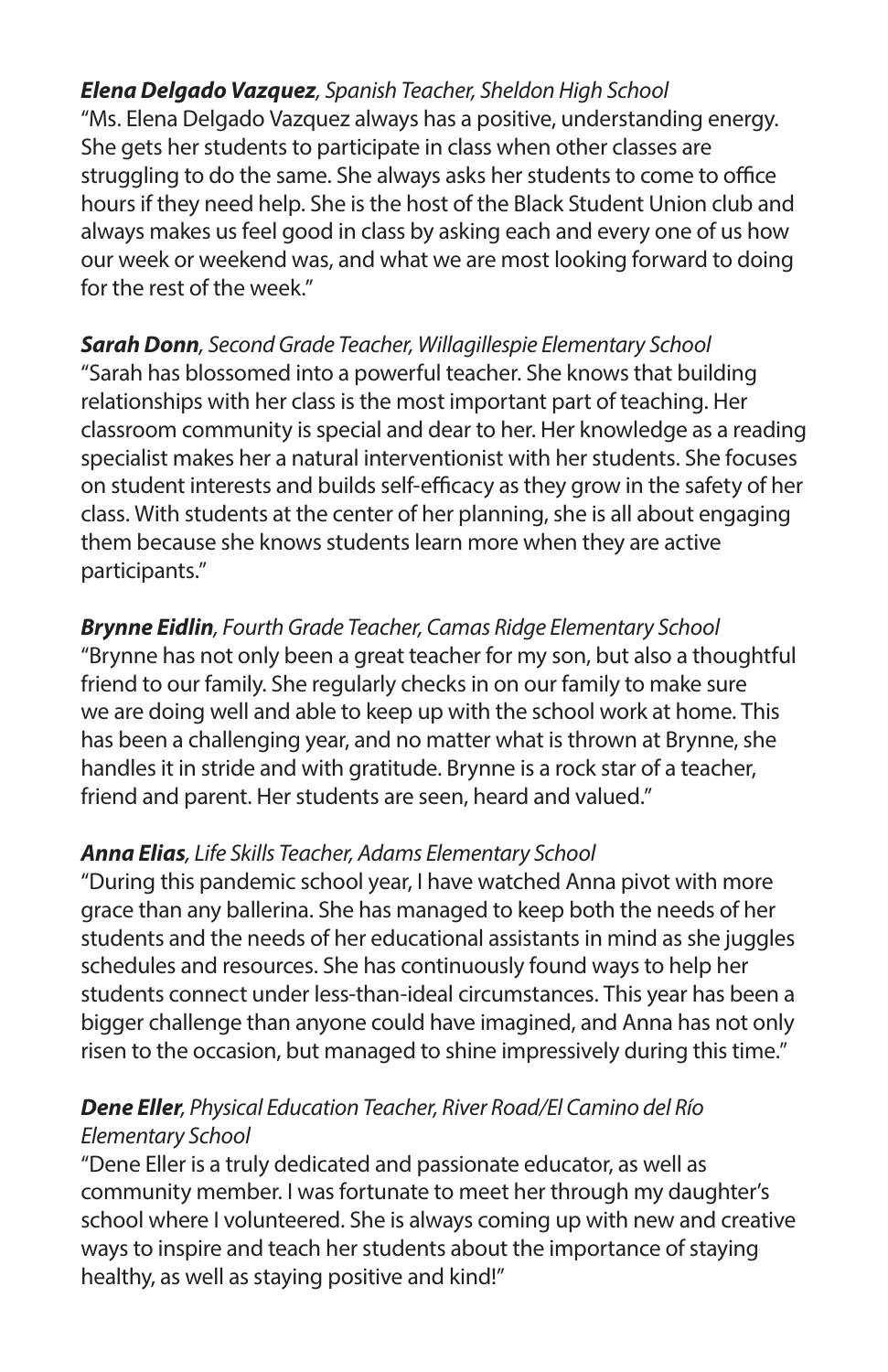***Elena Delgado Vazquez****, Spanish Teacher, Sheldon High School*

"Ms. Elena Delgado Vazquez always has a positive, understanding energy. She gets her students to participate in class when other classes are struggling to do the same. She always asks her students to come to office hours if they need help. She is the host of the Black Student Union club and always makes us feel good in class by asking each and every one of us how our week or weekend was, and what we are most looking forward to doing for the rest of the week."

***Sarah Donn****, Second Grade Teacher, Willagillespie Elementary School*

"Sarah has blossomed into a powerful teacher. She knows that building relationships with her class is the most important part of teaching. Her classroom community is special and dear to her. Her knowledge as a reading specialist makes her a natural interventionist with her students. She focuses on student interests and builds self-efficacy as they grow in the safety of her class. With students at the center of her planning, she is all about engaging them because she knows students learn more when they are active participants."

***Brynne Eidlin****, Fourth Grade Teacher, Camas Ridge Elementary School*

"Brynne has not only been a great teacher for my son, but also a thoughtful friend to our family. She regularly checks in on our family to make sure we are doing well and able to keep up with the school work at home. This has been a challenging year, and no matter what is thrown at Brynne, she handles it in stride and with gratitude. Brynne is a rock star of a teacher, friend and parent. Her students are seen, heard and valued."

***Anna Elias****, Life Skills Teacher, Adams Elementary School*

"During this pandemic school year, I have watched Anna pivot with more grace than any ballerina. She has managed to keep both the needs of her students and the needs of her educational assistants in mind as she juggles schedules and resources. She has continuously found ways to help her students connect under less-than-ideal circumstances. This year has been a bigger challenge than anyone could have imagined, and Anna has not only risen to the occasion, but managed to shine impressively during this time."

***Dene Eller****, Physical Education Teacher, River Road/El Camino del Río Elementary School*

"Dene Eller is a truly dedicated and passionate educator, as well as community member. I was fortunate to meet her through my daughter's school where I volunteered. She is always coming up with new and creative ways to inspire and teach her students about the importance of staying healthy, as well as staying positive and kind!"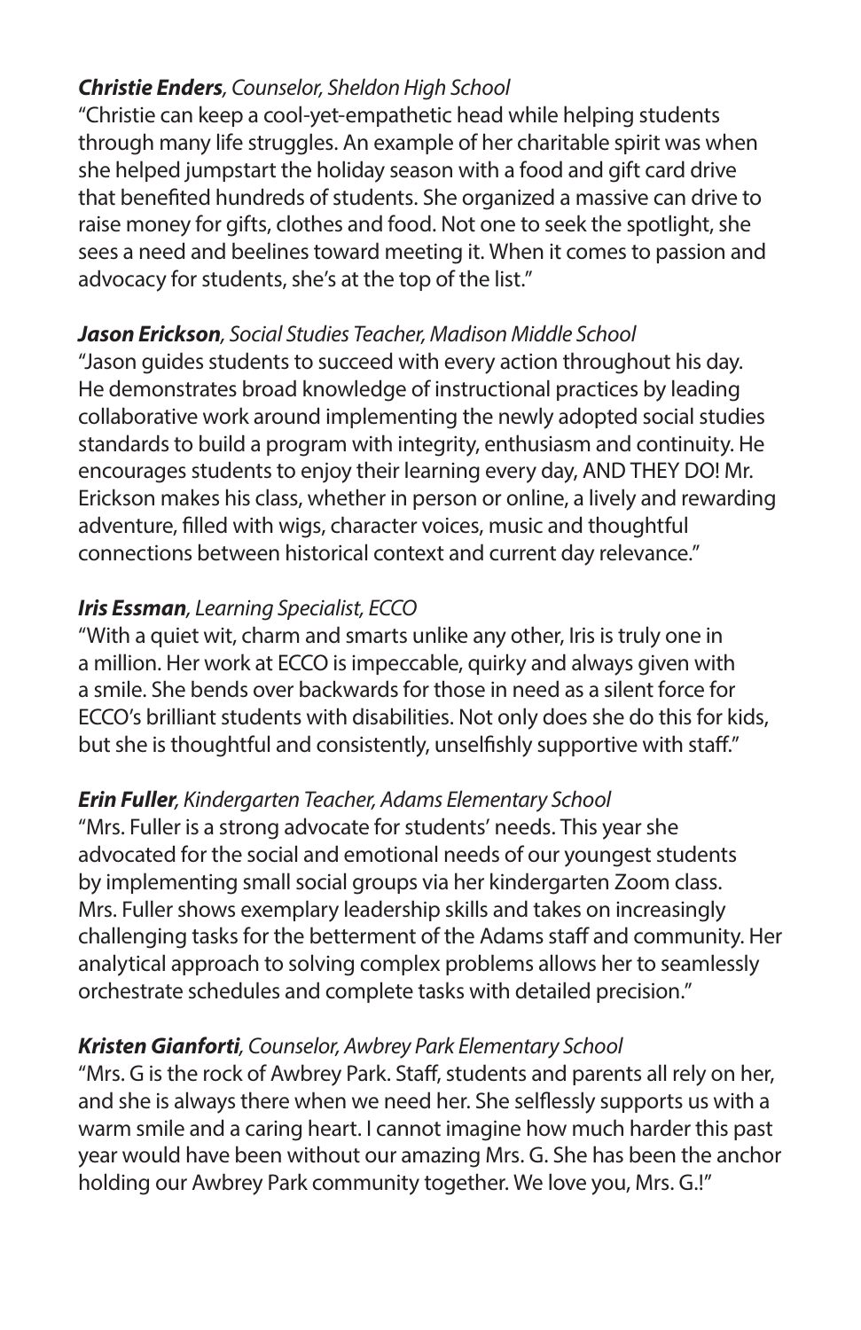***Christie Enders****, Counselor, Sheldon High School*

"Christie can keep a cool-yet-empathetic head while helping students through many life struggles. An example of her charitable spirit was when she helped jumpstart the holiday season with a food and gift card drive that benefited hundreds of students. She organized a massive can drive to raise money for gifts, clothes and food. Not one to seek the spotlight, she sees a need and beelines toward meeting it. When it comes to passion and advocacy for students, she's at the top of the list."

***Jason Erickson****, Social Studies Teacher, Madison Middle School*

"Jason guides students to succeed with every action throughout his day. He demonstrates broad knowledge of instructional practices by leading collaborative work around implementing the newly adopted social studies standards to build a program with integrity, enthusiasm and continuity. He encourages students to enjoy their learning every day, AND THEY DO! Mr. Erickson makes his class, whether in person or online, a lively and rewarding adventure, filled with wigs, character voices, music and thoughtful connections between historical context and current day relevance."

***Iris Essman****, Learning Specialist, ECCO*

"With a quiet wit, charm and smarts unlike any other, Iris is truly one in a million. Her work at ECCO is impeccable, quirky and always given with a smile. She bends over backwards for those in need as a silent force for ECCO's brilliant students with disabilities. Not only does she do this for kids, but she is thoughtful and consistently, unselfishly supportive with staff."

***Erin Fuller****, Kindergarten Teacher, Adams Elementary School*

"Mrs. Fuller is a strong advocate for students' needs. This year she advocated for the social and emotional needs of our youngest students by implementing small social groups via her kindergarten Zoom class. Mrs. Fuller shows exemplary leadership skills and takes on increasingly challenging tasks for the betterment of the Adams staff and community. Her analytical approach to solving complex problems allows her to seamlessly orchestrate schedules and complete tasks with detailed precision."

***Kristen Gianforti****, Counselor, Awbrey Park Elementary School*

"Mrs. G is the rock of Awbrey Park. Staff, students and parents all rely on her, and she is always there when we need her. She selflessly supports us with a warm smile and a caring heart. I cannot imagine how much harder this past year would have been without our amazing Mrs. G. She has been the anchor holding our Awbrey Park community together. We love you, Mrs. G.!"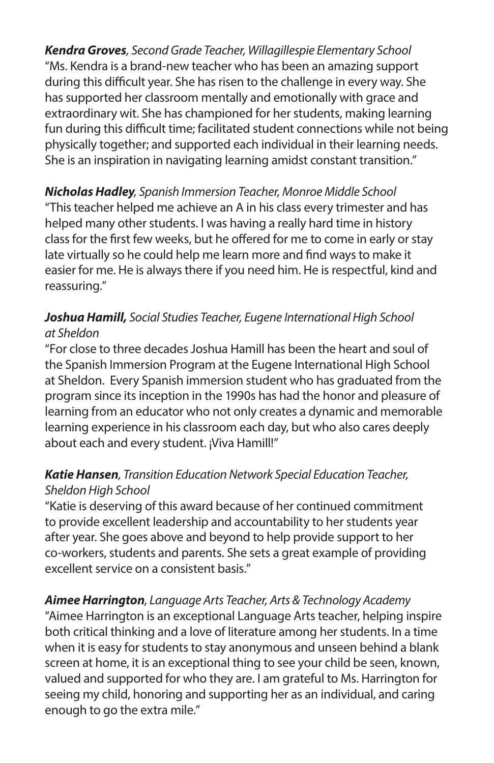***Kendra Groves**, Second Grade Teacher, Willagillespie Elementary School*
"Ms. Kendra is a brand-new teacher who has been an amazing support during this difficult year. She has risen to the challenge in every way. She has supported her classroom mentally and emotionally with grace and extraordinary wit. She has championed for her students, making learning fun during this difficult time; facilitated student connections while not being physically together; and supported each individual in their learning needs. She is an inspiration in navigating learning amidst constant transition."

***Nicholas Hadley**, Spanish Immersion Teacher, Monroe Middle School*
"This teacher helped me achieve an A in his class every trimester and has helped many other students. I was having a really hard time in history class for the first few weeks, but he offered for me to come in early or stay late virtually so he could help me learn more and find ways to make it easier for me. He is always there if you need him. He is respectful, kind and reassuring."

***Joshua Hamill,** Social Studies Teacher, Eugene International High School at Sheldon*
"For close to three decades Joshua Hamill has been the heart and soul of the Spanish Immersion Program at the Eugene International High School at Sheldon. Every Spanish immersion student who has graduated from the program since its inception in the 1990s has had the honor and pleasure of learning from an educator who not only creates a dynamic and memorable learning experience in his classroom each day, but who also cares deeply about each and every student. ¡Viva Hamill!"

***Katie Hansen**, Transition Education Network Special Education Teacher, Sheldon High School*
"Katie is deserving of this award because of her continued commitment to provide excellent leadership and accountability to her students year after year. She goes above and beyond to help provide support to her co-workers, students and parents. She sets a great example of providing excellent service on a consistent basis."

***Aimee Harrington**, Language Arts Teacher, Arts & Technology Academy*
"Aimee Harrington is an exceptional Language Arts teacher, helping inspire both critical thinking and a love of literature among her students. In a time when it is easy for students to stay anonymous and unseen behind a blank screen at home, it is an exceptional thing to see your child be seen, known, valued and supported for who they are. I am grateful to Ms. Harrington for seeing my child, honoring and supporting her as an individual, and caring enough to go the extra mile."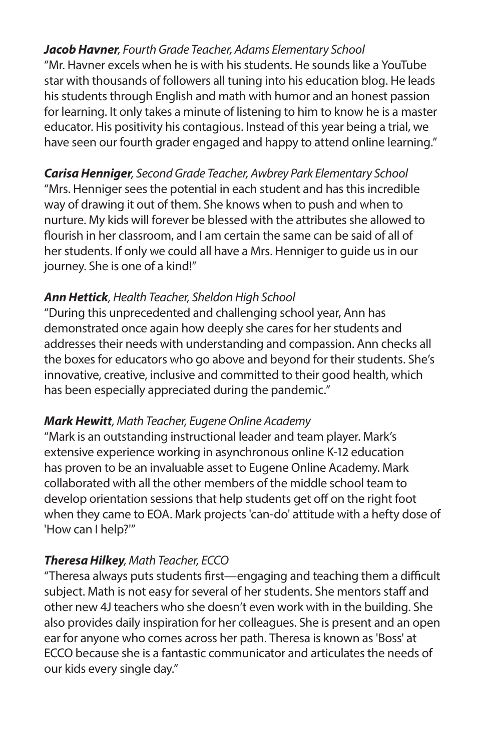***Jacob Havner**, Fourth Grade Teacher, Adams Elementary School*
"Mr. Havner excels when he is with his students. He sounds like a YouTube star with thousands of followers all tuning into his education blog. He leads his students through English and math with humor and an honest passion for learning. It only takes a minute of listening to him to know he is a master educator. His positivity his contagious. Instead of this year being a trial, we have seen our fourth grader engaged and happy to attend online learning."

***Carisa Henniger**, Second Grade Teacher, Awbrey Park Elementary School*
"Mrs. Henniger sees the potential in each student and has this incredible way of drawing it out of them. She knows when to push and when to nurture. My kids will forever be blessed with the attributes she allowed to flourish in her classroom, and I am certain the same can be said of all of her students. If only we could all have a Mrs. Henniger to guide us in our journey. She is one of a kind!"

***Ann Hettick**, Health Teacher, Sheldon High School*
"During this unprecedented and challenging school year, Ann has demonstrated once again how deeply she cares for her students and addresses their needs with understanding and compassion. Ann checks all the boxes for educators who go above and beyond for their students. She's innovative, creative, inclusive and committed to their good health, which has been especially appreciated during the pandemic."

***Mark Hewitt**, Math Teacher, Eugene Online Academy*
"Mark is an outstanding instructional leader and team player. Mark's extensive experience working in asynchronous online K-12 education has proven to be an invaluable asset to Eugene Online Academy. Mark collaborated with all the other members of the middle school team to develop orientation sessions that help students get off on the right foot when they came to EOA. Mark projects 'can-do' attitude with a hefty dose of 'How can I help?'"

***Theresa Hilkey**, Math Teacher, ECCO*
"Theresa always puts students first—engaging and teaching them a difficult subject. Math is not easy for several of her students. She mentors staff and other new 4J teachers who she doesn't even work with in the building. She also provides daily inspiration for her colleagues. She is present and an open ear for anyone who comes across her path. Theresa is known as 'Boss' at ECCO because she is a fantastic communicator and articulates the needs of our kids every single day."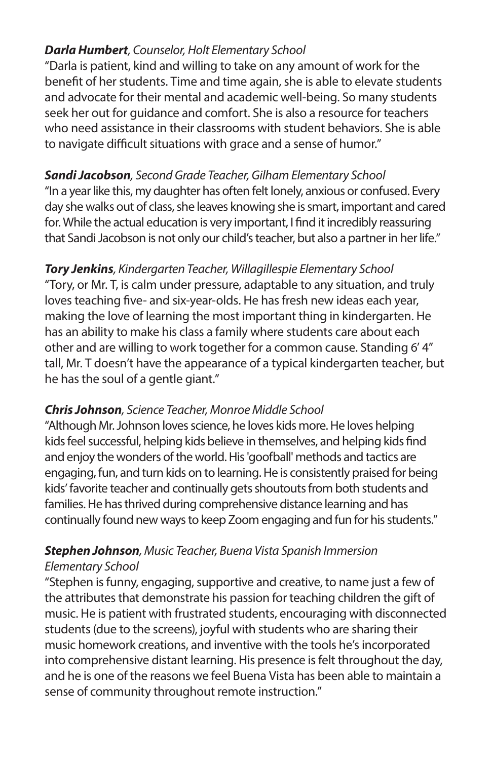***Darla Humbert**, Counselor, Holt Elementary School*

"Darla is patient, kind and willing to take on any amount of work for the benefit of her students. Time and time again, she is able to elevate students and advocate for their mental and academic well-being. So many students seek her out for guidance and comfort. She is also a resource for teachers who need assistance in their classrooms with student behaviors. She is able to navigate difficult situations with grace and a sense of humor."

***Sandi Jacobson**, Second Grade Teacher, Gilham Elementary School*

"In a year like this, my daughter has often felt lonely, anxious or confused. Every day she walks out of class, she leaves knowing she is smart, important and cared for. While the actual education is very important, I find it incredibly reassuring that Sandi Jacobson is not only our child's teacher, but also a partner in her life."

***Tory Jenkins**, Kindergarten Teacher, Willagillespie Elementary School*

"Tory, or Mr. T, is calm under pressure, adaptable to any situation, and truly loves teaching five- and six-year-olds. He has fresh new ideas each year, making the love of learning the most important thing in kindergarten. He has an ability to make his class a family where students care about each other and are willing to work together for a common cause. Standing 6' 4" tall, Mr. T doesn't have the appearance of a typical kindergarten teacher, but he has the soul of a gentle giant."

***Chris Johnson**, Science Teacher, Monroe Middle School*

"Although Mr. Johnson loves science, he loves kids more. He loves helping kids feel successful, helping kids believe in themselves, and helping kids find and enjoy the wonders of the world. His 'goofball' methods and tactics are engaging, fun, and turn kids on to learning. He is consistently praised for being kids' favorite teacher and continually gets shoutouts from both students and families. He has thrived during comprehensive distance learning and has continually found new ways to keep Zoom engaging and fun for his students."

***Stephen Johnson**, Music Teacher, Buena Vista Spanish Immersion Elementary School*

"Stephen is funny, engaging, supportive and creative, to name just a few of the attributes that demonstrate his passion for teaching children the gift of music. He is patient with frustrated students, encouraging with disconnected students (due to the screens), joyful with students who are sharing their music homework creations, and inventive with the tools he's incorporated into comprehensive distant learning. His presence is felt throughout the day, and he is one of the reasons we feel Buena Vista has been able to maintain a sense of community throughout remote instruction."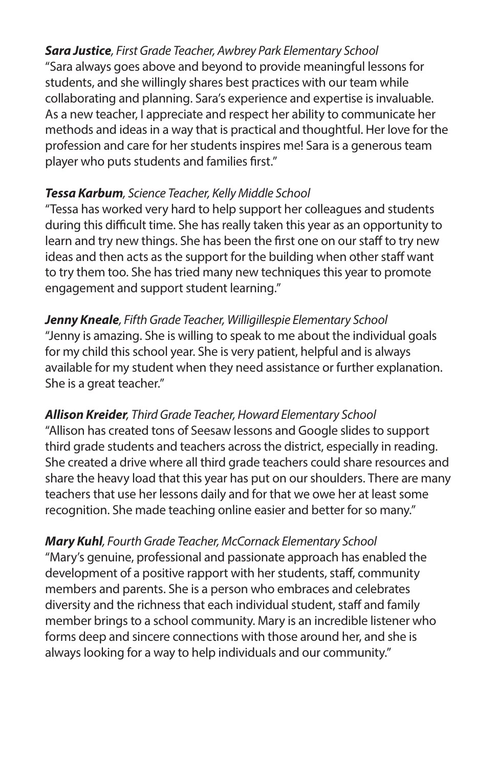***Sara Justice**, First Grade Teacher, Awbrey Park Elementary School*

"Sara always goes above and beyond to provide meaningful lessons for students, and she willingly shares best practices with our team while collaborating and planning. Sara's experience and expertise is invaluable. As a new teacher, I appreciate and respect her ability to communicate her methods and ideas in a way that is practical and thoughtful. Her love for the profession and care for her students inspires me! Sara is a generous team player who puts students and families first."

***Tessa Karbum**, Science Teacher, Kelly Middle School*

"Tessa has worked very hard to help support her colleagues and students during this difficult time. She has really taken this year as an opportunity to learn and try new things. She has been the first one on our staff to try new ideas and then acts as the support for the building when other staff want to try them too. She has tried many new techniques this year to promote engagement and support student learning."

***Jenny Kneale**, Fifth Grade Teacher, Willigillespie Elementary School*

"Jenny is amazing. She is willing to speak to me about the individual goals for my child this school year. She is very patient, helpful and is always available for my student when they need assistance or further explanation. She is a great teacher."

***Allison Kreider**, Third Grade Teacher, Howard Elementary School*

"Allison has created tons of Seesaw lessons and Google slides to support third grade students and teachers across the district, especially in reading. She created a drive where all third grade teachers could share resources and share the heavy load that this year has put on our shoulders. There are many teachers that use her lessons daily and for that we owe her at least some recognition. She made teaching online easier and better for so many."

***Mary Kuhl**, Fourth Grade Teacher, McCornack Elementary School*

"Mary's genuine, professional and passionate approach has enabled the development of a positive rapport with her students, staff, community members and parents. She is a person who embraces and celebrates diversity and the richness that each individual student, staff and family member brings to a school community. Mary is an incredible listener who forms deep and sincere connections with those around her, and she is always looking for a way to help individuals and our community."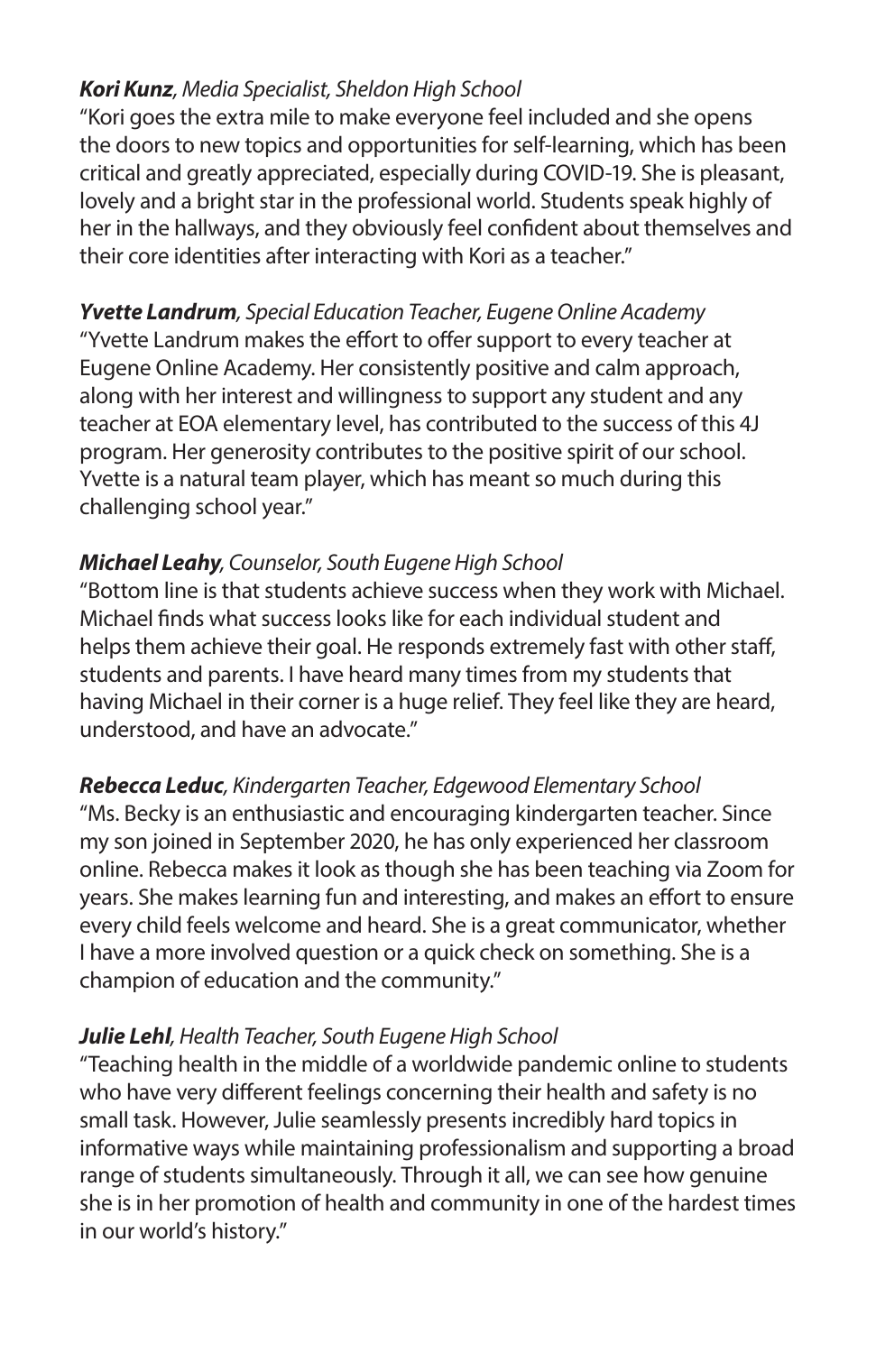***Kori Kunz****, Media Specialist, Sheldon High School*

"Kori goes the extra mile to make everyone feel included and she opens the doors to new topics and opportunities for self-learning, which has been critical and greatly appreciated, especially during COVID-19. She is pleasant, lovely and a bright star in the professional world. Students speak highly of her in the hallways, and they obviously feel confident about themselves and their core identities after interacting with Kori as a teacher."

***Yvette Landrum****, Special Education Teacher, Eugene Online Academy*

"Yvette Landrum makes the effort to offer support to every teacher at Eugene Online Academy. Her consistently positive and calm approach, along with her interest and willingness to support any student and any teacher at EOA elementary level, has contributed to the success of this 4J program. Her generosity contributes to the positive spirit of our school. Yvette is a natural team player, which has meant so much during this challenging school year."

***Michael Leahy****, Counselor, South Eugene High School*

"Bottom line is that students achieve success when they work with Michael. Michael finds what success looks like for each individual student and helps them achieve their goal. He responds extremely fast with other staff, students and parents. I have heard many times from my students that having Michael in their corner is a huge relief. They feel like they are heard, understood, and have an advocate."

***Rebecca Leduc****, Kindergarten Teacher, Edgewood Elementary School*

"Ms. Becky is an enthusiastic and encouraging kindergarten teacher. Since my son joined in September 2020, he has only experienced her classroom online. Rebecca makes it look as though she has been teaching via Zoom for years. She makes learning fun and interesting, and makes an effort to ensure every child feels welcome and heard. She is a great communicator, whether I have a more involved question or a quick check on something. She is a champion of education and the community."

***Julie Lehl****, Health Teacher, South Eugene High School*

"Teaching health in the middle of a worldwide pandemic online to students who have very different feelings concerning their health and safety is no small task. However, Julie seamlessly presents incredibly hard topics in informative ways while maintaining professionalism and supporting a broad range of students simultaneously. Through it all, we can see how genuine she is in her promotion of health and community in one of the hardest times in our world's history."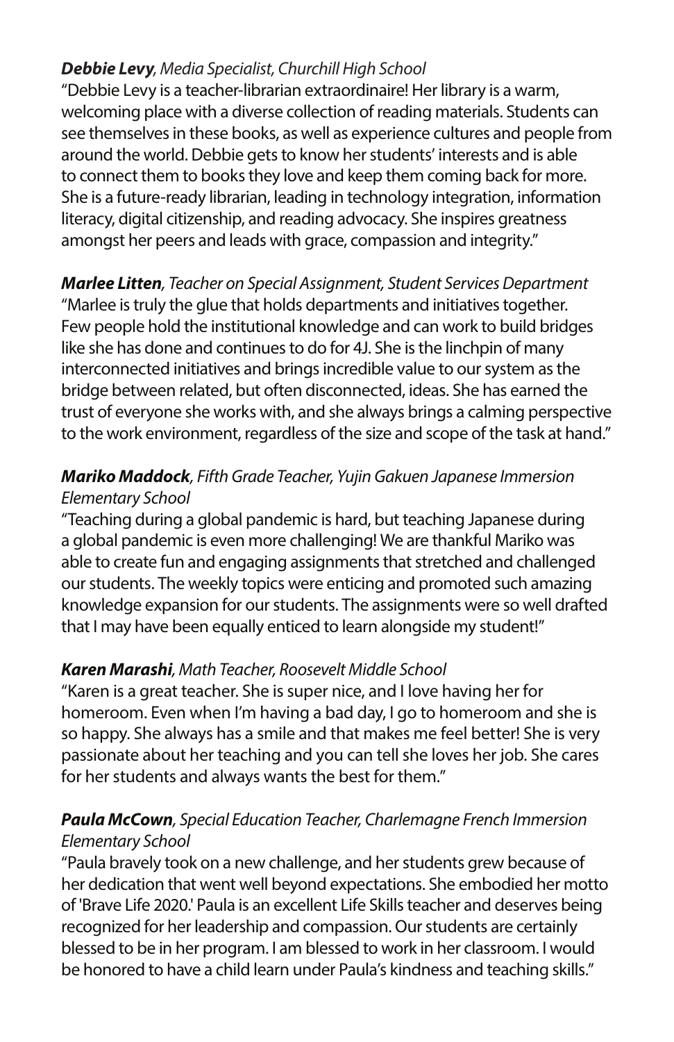***Debbie Levy****, Media Specialist, Churchill High School*

"Debbie Levy is a teacher-librarian extraordinaire! Her library is a warm, welcoming place with a diverse collection of reading materials. Students can see themselves in these books, as well as experience cultures and people from around the world. Debbie gets to know her students' interests and is able to connect them to books they love and keep them coming back for more. She is a future-ready librarian, leading in technology integration, information literacy, digital citizenship, and reading advocacy. She inspires greatness amongst her peers and leads with grace, compassion and integrity."

***Marlee Litten****, Teacher on Special Assignment, Student Services Department*

"Marlee is truly the glue that holds departments and initiatives together. Few people hold the institutional knowledge and can work to build bridges like she has done and continues to do for 4J. She is the linchpin of many interconnected initiatives and brings incredible value to our system as the bridge between related, but often disconnected, ideas. She has earned the trust of everyone she works with, and she always brings a calming perspective to the work environment, regardless of the size and scope of the task at hand."

***Mariko Maddock****, Fifth Grade Teacher, Yujin Gakuen Japanese Immersion Elementary School*

"Teaching during a global pandemic is hard, but teaching Japanese during a global pandemic is even more challenging! We are thankful Mariko was able to create fun and engaging assignments that stretched and challenged our students. The weekly topics were enticing and promoted such amazing knowledge expansion for our students. The assignments were so well drafted that I may have been equally enticed to learn alongside my student!"

***Karen Marashi****, Math Teacher, Roosevelt Middle School*

"Karen is a great teacher. She is super nice, and I love having her for homeroom. Even when I'm having a bad day, I go to homeroom and she is so happy. She always has a smile and that makes me feel better! She is very passionate about her teaching and you can tell she loves her job. She cares for her students and always wants the best for them."

***Paula McCown****, Special Education Teacher, Charlemagne French Immersion Elementary School*

"Paula bravely took on a new challenge, and her students grew because of her dedication that went well beyond expectations. She embodied her motto of 'Brave Life 2020.' Paula is an excellent Life Skills teacher and deserves being recognized for her leadership and compassion. Our students are certainly blessed to be in her program. I am blessed to work in her classroom. I would be honored to have a child learn under Paula's kindness and teaching skills."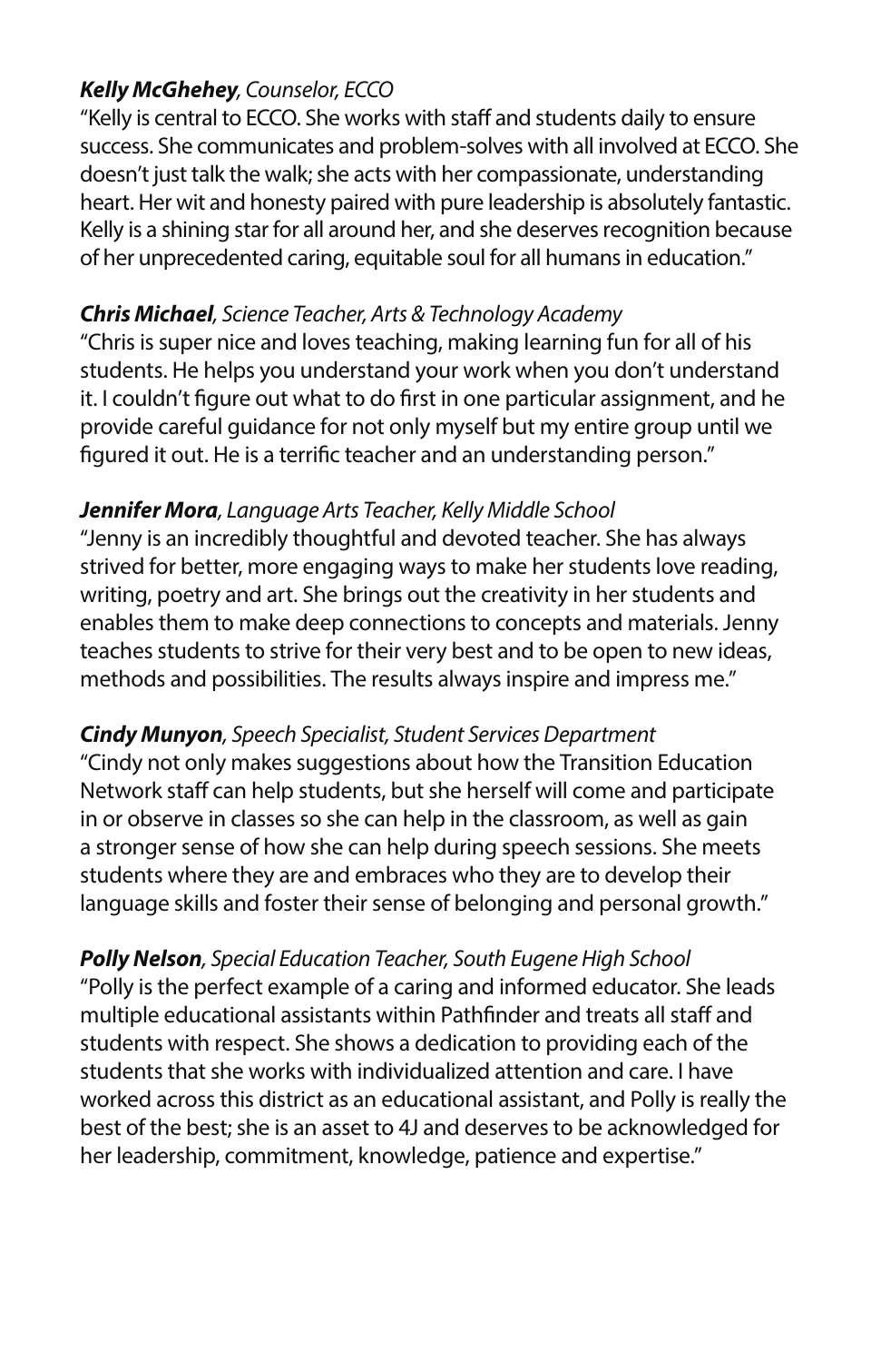***Kelly McGhehey****, Counselor, ECCO*

"Kelly is central to ECCO. She works with staff and students daily to ensure success. She communicates and problem-solves with all involved at ECCO. She doesn't just talk the walk; she acts with her compassionate, understanding heart. Her wit and honesty paired with pure leadership is absolutely fantastic. Kelly is a shining star for all around her, and she deserves recognition because of her unprecedented caring, equitable soul for all humans in education."

***Chris Michael****, Science Teacher, Arts & Technology Academy*

"Chris is super nice and loves teaching, making learning fun for all of his students. He helps you understand your work when you don't understand it. I couldn't figure out what to do first in one particular assignment, and he provide careful guidance for not only myself but my entire group until we figured it out. He is a terrific teacher and an understanding person."

***Jennifer Mora****, Language Arts Teacher, Kelly Middle School*

"Jenny is an incredibly thoughtful and devoted teacher. She has always strived for better, more engaging ways to make her students love reading, writing, poetry and art. She brings out the creativity in her students and enables them to make deep connections to concepts and materials. Jenny teaches students to strive for their very best and to be open to new ideas, methods and possibilities. The results always inspire and impress me."

***Cindy Munyon****, Speech Specialist, Student Services Department*

"Cindy not only makes suggestions about how the Transition Education Network staff can help students, but she herself will come and participate in or observe in classes so she can help in the classroom, as well as gain a stronger sense of how she can help during speech sessions. She meets students where they are and embraces who they are to develop their language skills and foster their sense of belonging and personal growth."

***Polly Nelson****, Special Education Teacher, South Eugene High School*

"Polly is the perfect example of a caring and informed educator. She leads multiple educational assistants within Pathfinder and treats all staff and students with respect. She shows a dedication to providing each of the students that she works with individualized attention and care. I have worked across this district as an educational assistant, and Polly is really the best of the best; she is an asset to 4J and deserves to be acknowledged for her leadership, commitment, knowledge, patience and expertise."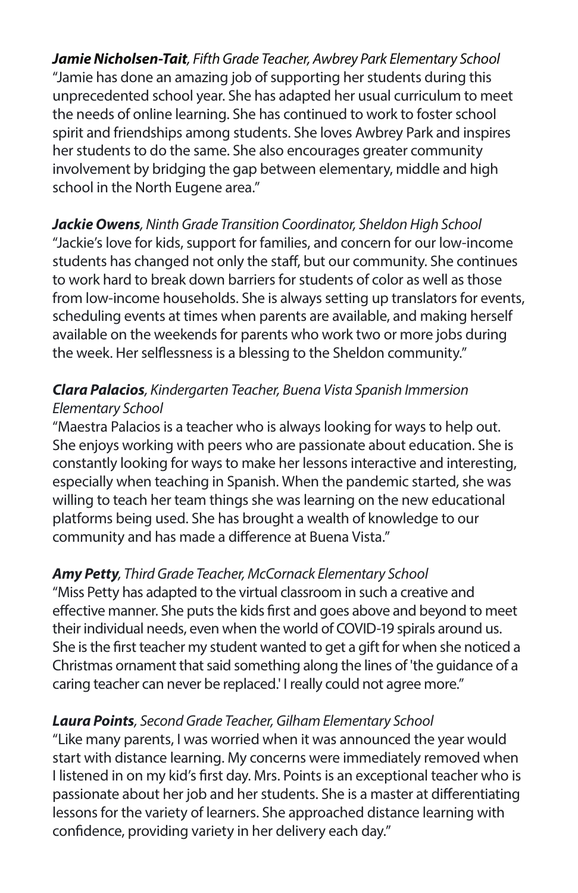***Jamie Nicholsen-Tait****, Fifth Grade Teacher, Awbrey Park Elementary School*
"Jamie has done an amazing job of supporting her students during this unprecedented school year. She has adapted her usual curriculum to meet the needs of online learning. She has continued to work to foster school spirit and friendships among students. She loves Awbrey Park and inspires her students to do the same. She also encourages greater community involvement by bridging the gap between elementary, middle and high school in the North Eugene area."

***Jackie Owens****, Ninth Grade Transition Coordinator, Sheldon High School*
"Jackie's love for kids, support for families, and concern for our low-income students has changed not only the staff, but our community. She continues to work hard to break down barriers for students of color as well as those from low-income households. She is always setting up translators for events, scheduling events at times when parents are available, and making herself available on the weekends for parents who work two or more jobs during the week. Her selflessness is a blessing to the Sheldon community."

***Clara Palacios****, Kindergarten Teacher, Buena Vista Spanish Immersion Elementary School*
"Maestra Palacios is a teacher who is always looking for ways to help out. She enjoys working with peers who are passionate about education. She is constantly looking for ways to make her lessons interactive and interesting, especially when teaching in Spanish. When the pandemic started, she was willing to teach her team things she was learning on the new educational platforms being used. She has brought a wealth of knowledge to our community and has made a difference at Buena Vista."

***Amy Petty****, Third Grade Teacher, McCornack Elementary School*
"Miss Petty has adapted to the virtual classroom in such a creative and effective manner. She puts the kids first and goes above and beyond to meet their individual needs, even when the world of COVID-19 spirals around us. She is the first teacher my student wanted to get a gift for when she noticed a Christmas ornament that said something along the lines of 'the guidance of a caring teacher can never be replaced.' I really could not agree more."

***Laura Points****, Second Grade Teacher, Gilham Elementary School*
"Like many parents, I was worried when it was announced the year would start with distance learning. My concerns were immediately removed when I listened in on my kid's first day. Mrs. Points is an exceptional teacher who is passionate about her job and her students. She is a master at differentiating lessons for the variety of learners. She approached distance learning with confidence, providing variety in her delivery each day."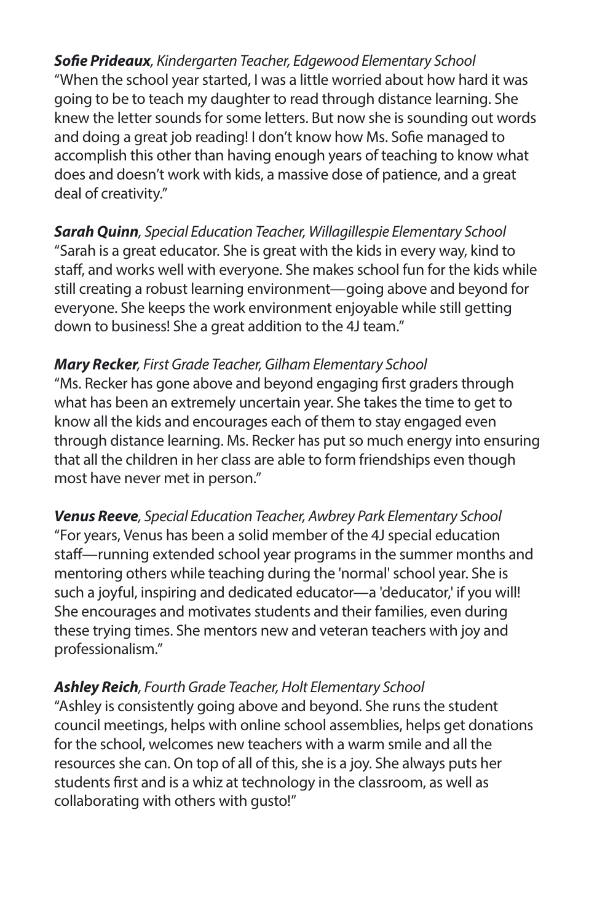***Sofie Prideaux****, Kindergarten Teacher, Edgewood Elementary School*
"When the school year started, I was a little worried about how hard it was going to be to teach my daughter to read through distance learning. She knew the letter sounds for some letters. But now she is sounding out words and doing a great job reading! I don't know how Ms. Sofie managed to accomplish this other than having enough years of teaching to know what does and doesn't work with kids, a massive dose of patience, and a great deal of creativity."

***Sarah Quinn****, Special Education Teacher, Willagillespie Elementary School*
"Sarah is a great educator. She is great with the kids in every way, kind to staff, and works well with everyone. She makes school fun for the kids while still creating a robust learning environment—going above and beyond for everyone. She keeps the work environment enjoyable while still getting down to business! She a great addition to the 4J team."

***Mary Recker****, First Grade Teacher, Gilham Elementary School*
"Ms. Recker has gone above and beyond engaging first graders through what has been an extremely uncertain year. She takes the time to get to know all the kids and encourages each of them to stay engaged even through distance learning. Ms. Recker has put so much energy into ensuring that all the children in her class are able to form friendships even though most have never met in person."

***Venus Reeve****, Special Education Teacher, Awbrey Park Elementary School*
"For years, Venus has been a solid member of the 4J special education staff—running extended school year programs in the summer months and mentoring others while teaching during the 'normal' school year. She is such a joyful, inspiring and dedicated educator—a 'deducator,' if you will! She encourages and motivates students and their families, even during these trying times. She mentors new and veteran teachers with joy and professionalism."

***Ashley Reich****, Fourth Grade Teacher, Holt Elementary School*
"Ashley is consistently going above and beyond. She runs the student council meetings, helps with online school assemblies, helps get donations for the school, welcomes new teachers with a warm smile and all the resources she can. On top of all of this, she is a joy. She always puts her students first and is a whiz at technology in the classroom, as well as collaborating with others with gusto!"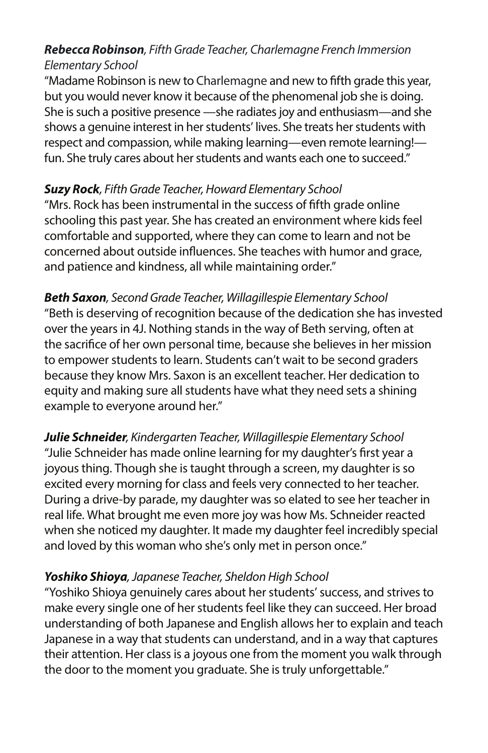***Rebecca Robinson**, Fifth Grade Teacher, Charlemagne French Immersion Elementary School*

"Madame Robinson is new to Charlemagne and new to fifth grade this year, but you would never know it because of the phenomenal job she is doing. She is such a positive presence —she radiates joy and enthusiasm—and she shows a genuine interest in her students' lives. She treats her students with respect and compassion, while making learning—even remote learning!—fun. She truly cares about her students and wants each one to succeed."

***Suzy Rock**, Fifth Grade Teacher, Howard Elementary School*

"Mrs. Rock has been instrumental in the success of fifth grade online schooling this past year. She has created an environment where kids feel comfortable and supported, where they can come to learn and not be concerned about outside influences. She teaches with humor and grace, and patience and kindness, all while maintaining order."

***Beth Saxon**, Second Grade Teacher, Willagillespie Elementary School*

"Beth is deserving of recognition because of the dedication she has invested over the years in 4J. Nothing stands in the way of Beth serving, often at the sacrifice of her own personal time, because she believes in her mission to empower students to learn. Students can't wait to be second graders because they know Mrs. Saxon is an excellent teacher. Her dedication to equity and making sure all students have what they need sets a shining example to everyone around her."

***Julie Schneider**, Kindergarten Teacher, Willagillespie Elementary School*

"Julie Schneider has made online learning for my daughter's first year a joyous thing. Though she is taught through a screen, my daughter is so excited every morning for class and feels very connected to her teacher. During a drive-by parade, my daughter was so elated to see her teacher in real life. What brought me even more joy was how Ms. Schneider reacted when she noticed my daughter. It made my daughter feel incredibly special and loved by this woman who she's only met in person once."

***Yoshiko Shioya**, Japanese Teacher, Sheldon High School*

"Yoshiko Shioya genuinely cares about her students' success, and strives to make every single one of her students feel like they can succeed. Her broad understanding of both Japanese and English allows her to explain and teach Japanese in a way that students can understand, and in a way that captures their attention. Her class is a joyous one from the moment you walk through the door to the moment you graduate. She is truly unforgettable."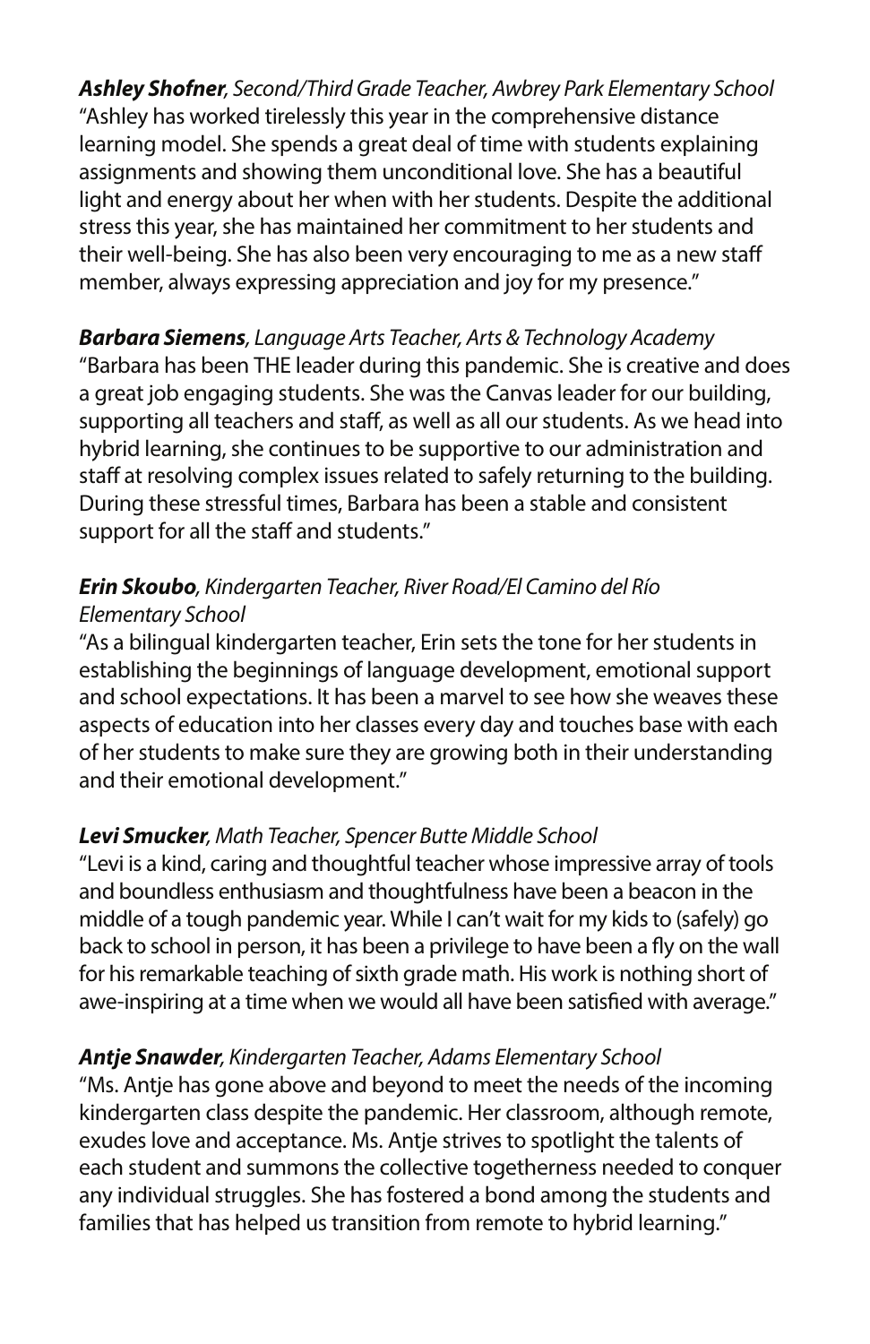***Ashley Shofner****, Second/Third Grade Teacher, Awbrey Park Elementary School*
"Ashley has worked tirelessly this year in the comprehensive distance learning model. She spends a great deal of time with students explaining assignments and showing them unconditional love. She has a beautiful light and energy about her when with her students. Despite the additional stress this year, she has maintained her commitment to her students and their well-being. She has also been very encouraging to me as a new staff member, always expressing appreciation and joy for my presence."

***Barbara Siemens****, Language Arts Teacher, Arts & Technology Academy*
"Barbara has been THE leader during this pandemic. She is creative and does a great job engaging students. She was the Canvas leader for our building, supporting all teachers and staff, as well as all our students. As we head into hybrid learning, she continues to be supportive to our administration and staff at resolving complex issues related to safely returning to the building. During these stressful times, Barbara has been a stable and consistent support for all the staff and students."

***Erin Skoubo****, Kindergarten Teacher, River Road/El Camino del Río Elementary School*
"As a bilingual kindergarten teacher, Erin sets the tone for her students in establishing the beginnings of language development, emotional support and school expectations. It has been a marvel to see how she weaves these aspects of education into her classes every day and touches base with each of her students to make sure they are growing both in their understanding and their emotional development."

***Levi Smucker****, Math Teacher, Spencer Butte Middle School*
"Levi is a kind, caring and thoughtful teacher whose impressive array of tools and boundless enthusiasm and thoughtfulness have been a beacon in the middle of a tough pandemic year. While I can't wait for my kids to (safely) go back to school in person, it has been a privilege to have been a fly on the wall for his remarkable teaching of sixth grade math. His work is nothing short of awe-inspiring at a time when we would all have been satisfied with average."

***Antje Snawder****, Kindergarten Teacher, Adams Elementary School*
"Ms. Antje has gone above and beyond to meet the needs of the incoming kindergarten class despite the pandemic. Her classroom, although remote, exudes love and acceptance. Ms. Antje strives to spotlight the talents of each student and summons the collective togetherness needed to conquer any individual struggles. She has fostered a bond among the students and families that has helped us transition from remote to hybrid learning."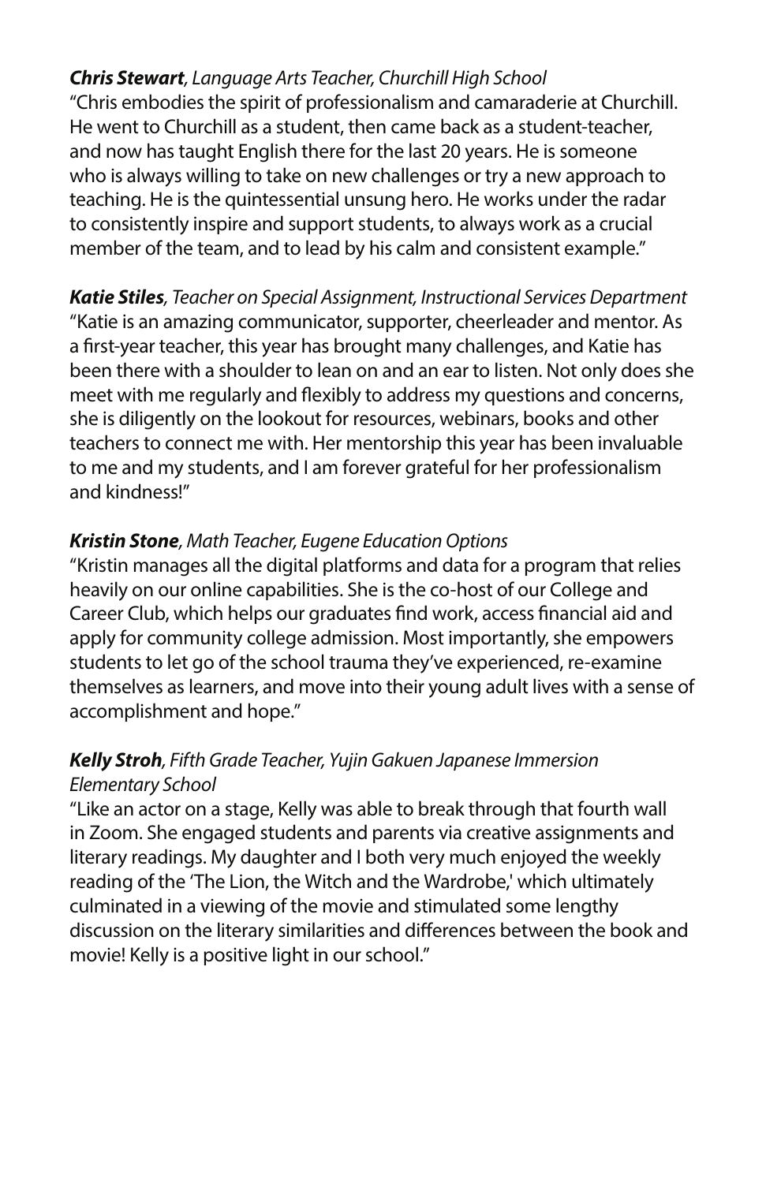***Chris Stewart***, *Language Arts Teacher, Churchill High School*
"Chris embodies the spirit of professionalism and camaraderie at Churchill. He went to Churchill as a student, then came back as a student-teacher, and now has taught English there for the last 20 years. He is someone who is always willing to take on new challenges or try a new approach to teaching. He is the quintessential unsung hero. He works under the radar to consistently inspire and support students, to always work as a crucial member of the team, and to lead by his calm and consistent example."

***Katie Stiles***, *Teacher on Special Assignment, Instructional Services Department*
"Katie is an amazing communicator, supporter, cheerleader and mentor. As a first-year teacher, this year has brought many challenges, and Katie has been there with a shoulder to lean on and an ear to listen. Not only does she meet with me regularly and flexibly to address my questions and concerns, she is diligently on the lookout for resources, webinars, books and other teachers to connect me with. Her mentorship this year has been invaluable to me and my students, and I am forever grateful for her professionalism and kindness!"

***Kristin Stone***, *Math Teacher, Eugene Education Options*
"Kristin manages all the digital platforms and data for a program that relies heavily on our online capabilities. She is the co-host of our College and Career Club, which helps our graduates find work, access financial aid and apply for community college admission. Most importantly, she empowers students to let go of the school trauma they've experienced, re-examine themselves as learners, and move into their young adult lives with a sense of accomplishment and hope."

***Kelly Stroh***, *Fifth Grade Teacher, Yujin Gakuen Japanese Immersion Elementary School*
"Like an actor on a stage, Kelly was able to break through that fourth wall in Zoom. She engaged students and parents via creative assignments and literary readings. My daughter and I both very much enjoyed the weekly reading of the 'The Lion, the Witch and the Wardrobe,' which ultimately culminated in a viewing of the movie and stimulated some lengthy discussion on the literary similarities and differences between the book and movie! Kelly is a positive light in our school."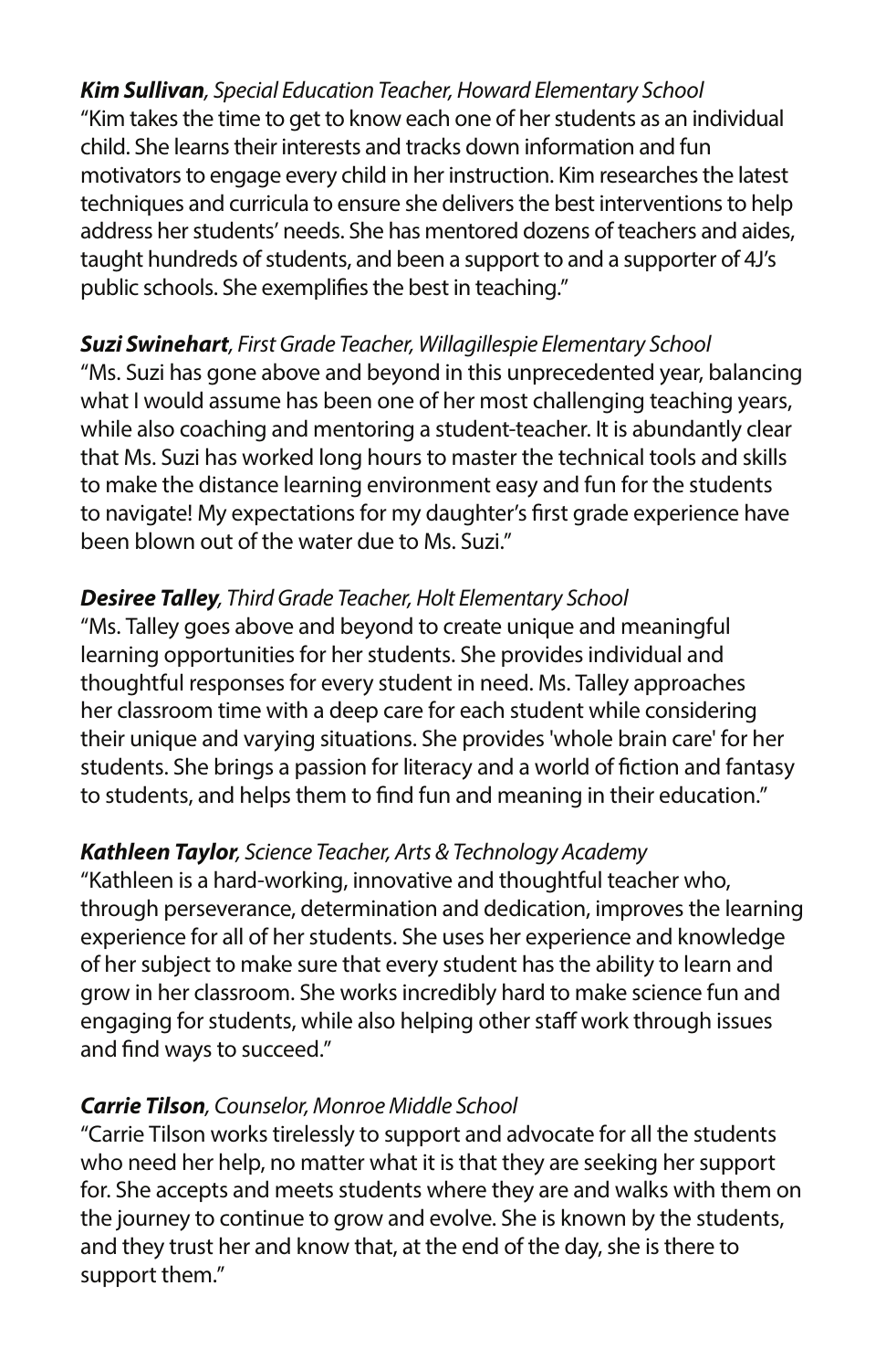***Kim Sullivan**, Special Education Teacher, Howard Elementary School*

"Kim takes the time to get to know each one of her students as an individual child. She learns their interests and tracks down information and fun motivators to engage every child in her instruction. Kim researches the latest techniques and curricula to ensure she delivers the best interventions to help address her students' needs. She has mentored dozens of teachers and aides, taught hundreds of students, and been a support to and a supporter of 4J's public schools. She exemplifies the best in teaching."

***Suzi Swinehart**, First Grade Teacher, Willagillespie Elementary School*

"Ms. Suzi has gone above and beyond in this unprecedented year, balancing what I would assume has been one of her most challenging teaching years, while also coaching and mentoring a student-teacher. It is abundantly clear that Ms. Suzi has worked long hours to master the technical tools and skills to make the distance learning environment easy and fun for the students to navigate! My expectations for my daughter's first grade experience have been blown out of the water due to Ms. Suzi."

***Desiree Talley**, Third Grade Teacher, Holt Elementary School*

"Ms. Talley goes above and beyond to create unique and meaningful learning opportunities for her students. She provides individual and thoughtful responses for every student in need. Ms. Talley approaches her classroom time with a deep care for each student while considering their unique and varying situations. She provides 'whole brain care' for her students. She brings a passion for literacy and a world of fiction and fantasy to students, and helps them to find fun and meaning in their education."

***Kathleen Taylor**, Science Teacher, Arts & Technology Academy*

"Kathleen is a hard-working, innovative and thoughtful teacher who, through perseverance, determination and dedication, improves the learning experience for all of her students. She uses her experience and knowledge of her subject to make sure that every student has the ability to learn and grow in her classroom. She works incredibly hard to make science fun and engaging for students, while also helping other staff work through issues and find ways to succeed."

***Carrie Tilson**, Counselor, Monroe Middle School*

"Carrie Tilson works tirelessly to support and advocate for all the students who need her help, no matter what it is that they are seeking her support for. She accepts and meets students where they are and walks with them on the journey to continue to grow and evolve. She is known by the students, and they trust her and know that, at the end of the day, she is there to support them."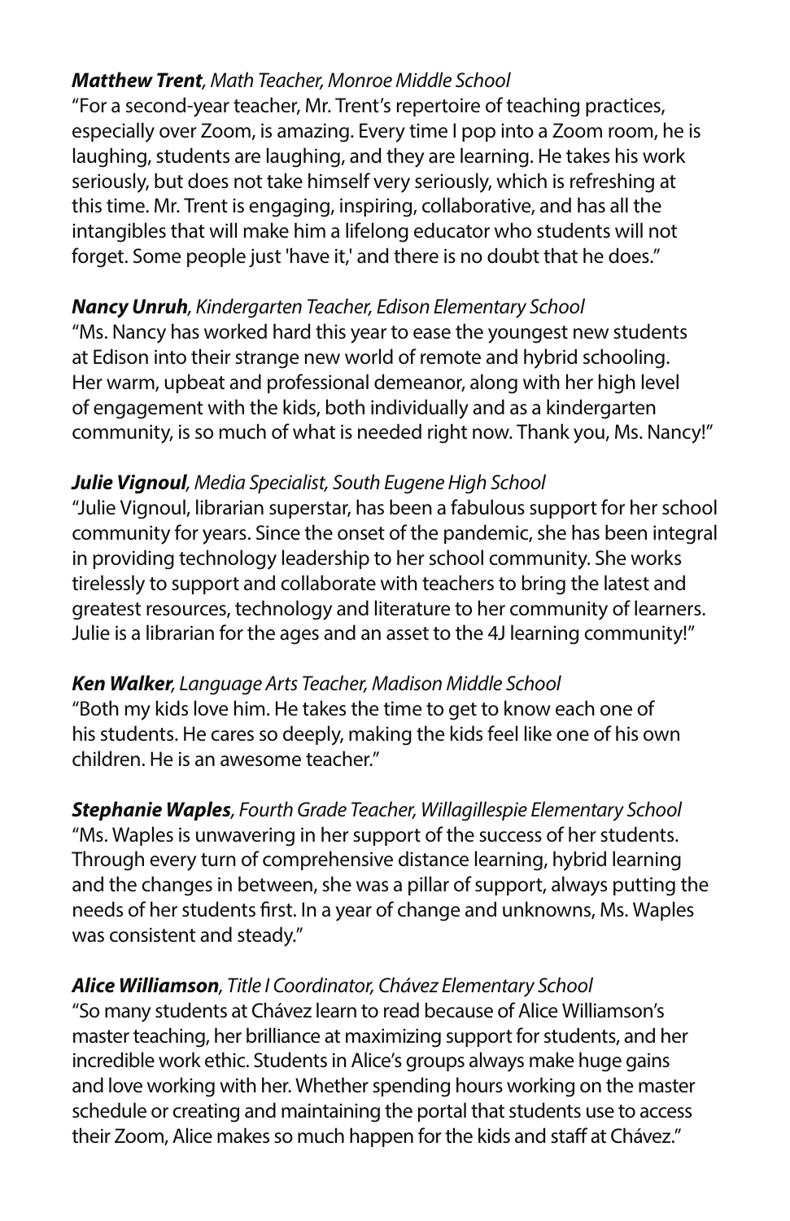***Matthew Trent**, Math Teacher, Monroe Middle School*

"For a second-year teacher, Mr. Trent's repertoire of teaching practices, especially over Zoom, is amazing. Every time I pop into a Zoom room, he is laughing, students are laughing, and they are learning. He takes his work seriously, but does not take himself very seriously, which is refreshing at this time. Mr. Trent is engaging, inspiring, collaborative, and has all the intangibles that will make him a lifelong educator who students will not forget. Some people just 'have it,' and there is no doubt that he does."

***Nancy Unruh**, Kindergarten Teacher, Edison Elementary School*

"Ms. Nancy has worked hard this year to ease the youngest new students at Edison into their strange new world of remote and hybrid schooling. Her warm, upbeat and professional demeanor, along with her high level of engagement with the kids, both individually and as a kindergarten community, is so much of what is needed right now. Thank you, Ms. Nancy!"

***Julie Vignoul**, Media Specialist, South Eugene High School*

"Julie Vignoul, librarian superstar, has been a fabulous support for her school community for years. Since the onset of the pandemic, she has been integral in providing technology leadership to her school community. She works tirelessly to support and collaborate with teachers to bring the latest and greatest resources, technology and literature to her community of learners. Julie is a librarian for the ages and an asset to the 4J learning community!"

***Ken Walker**, Language Arts Teacher, Madison Middle School*

"Both my kids love him. He takes the time to get to know each one of his students. He cares so deeply, making the kids feel like one of his own children. He is an awesome teacher."

***Stephanie Waples**, Fourth Grade Teacher, Willagillespie Elementary School*

"Ms. Waples is unwavering in her support of the success of her students. Through every turn of comprehensive distance learning, hybrid learning and the changes in between, she was a pillar of support, always putting the needs of her students first. In a year of change and unknowns, Ms. Waples was consistent and steady."

***Alice Williamson**, Title I Coordinator, Chávez Elementary School*

"So many students at Chávez learn to read because of Alice Williamson's master teaching, her brilliance at maximizing support for students, and her incredible work ethic. Students in Alice's groups always make huge gains and love working with her. Whether spending hours working on the master schedule or creating and maintaining the portal that students use to access their Zoom, Alice makes so much happen for the kids and staff at Chávez."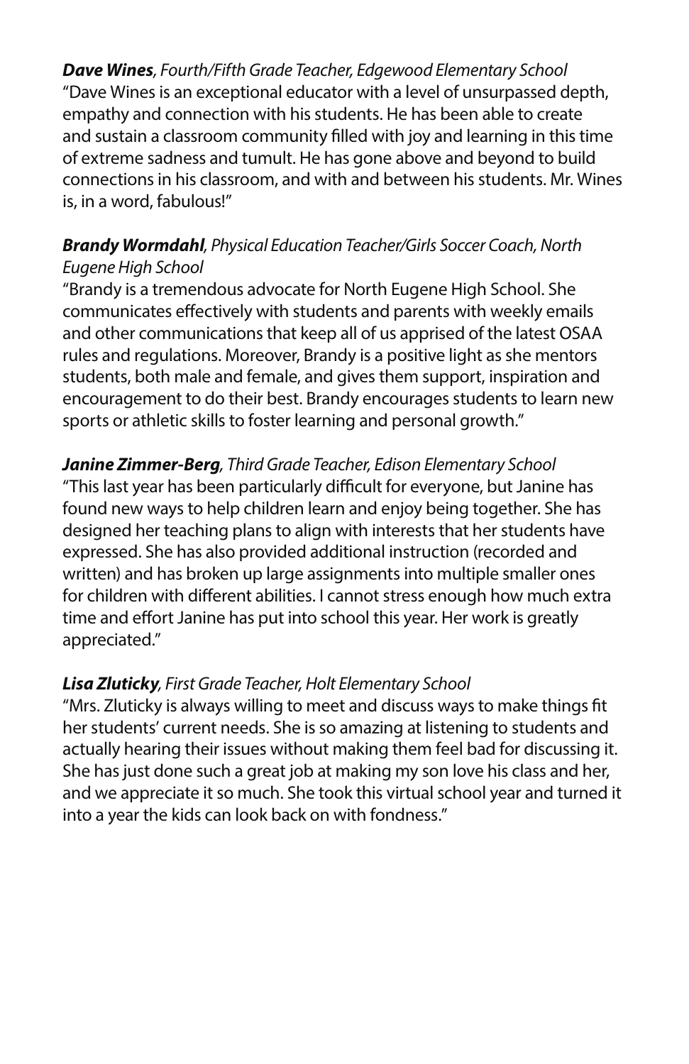***Dave Wines**, Fourth/Fifth Grade Teacher, Edgewood Elementary School*

"Dave Wines is an exceptional educator with a level of unsurpassed depth, empathy and connection with his students. He has been able to create and sustain a classroom community filled with joy and learning in this time of extreme sadness and tumult. He has gone above and beyond to build connections in his classroom, and with and between his students. Mr. Wines is, in a word, fabulous!"

***Brandy Wormdahl**, Physical Education Teacher/Girls Soccer Coach, North Eugene High School*

"Brandy is a tremendous advocate for North Eugene High School. She communicates effectively with students and parents with weekly emails and other communications that keep all of us apprised of the latest OSAA rules and regulations. Moreover, Brandy is a positive light as she mentors students, both male and female, and gives them support, inspiration and encouragement to do their best. Brandy encourages students to learn new sports or athletic skills to foster learning and personal growth."

***Janine Zimmer-Berg**, Third Grade Teacher, Edison Elementary School*

"This last year has been particularly difficult for everyone, but Janine has found new ways to help children learn and enjoy being together. She has designed her teaching plans to align with interests that her students have expressed. She has also provided additional instruction (recorded and written) and has broken up large assignments into multiple smaller ones for children with different abilities. I cannot stress enough how much extra time and effort Janine has put into school this year. Her work is greatly appreciated."

***Lisa Zluticky**, First Grade Teacher, Holt Elementary School*

"Mrs. Zluticky is always willing to meet and discuss ways to make things fit her students' current needs. She is so amazing at listening to students and actually hearing their issues without making them feel bad for discussing it. She has just done such a great job at making my son love his class and her, and we appreciate it so much. She took this virtual school year and turned it into a year the kids can look back on with fondness."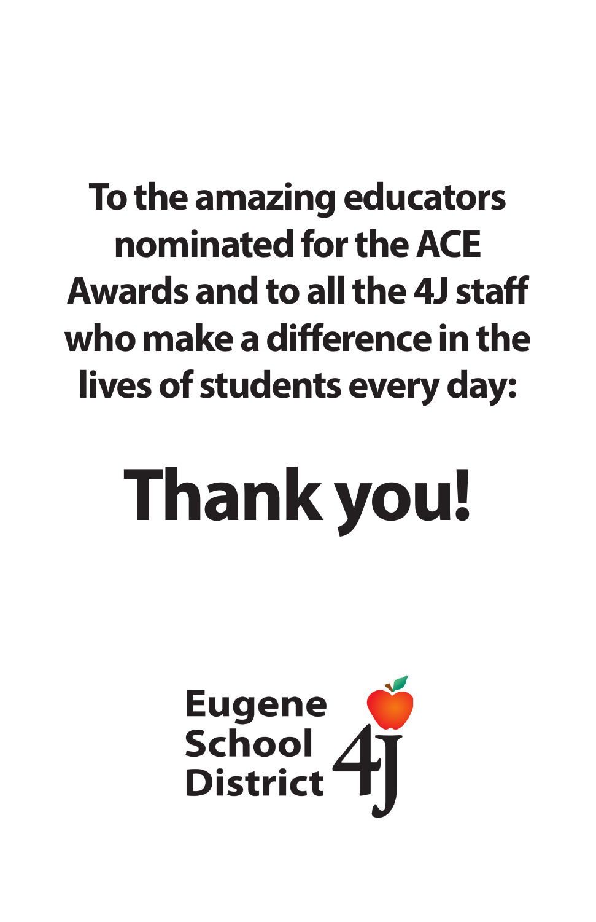**To the amazing educators nominated for the ACE Awards and to all the 4J staff who make a difference in the lives of students every day:**

# Thank you!

**Eugene School District 4J**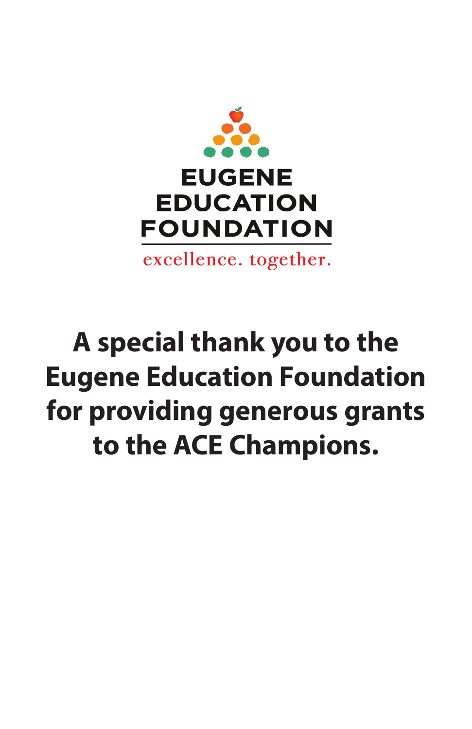EUGENE EDUCATION FOUNDATION

excellence. together.

**A special thank you to the Eugene Education Foundation for providing generous grants to the ACE Champions.**